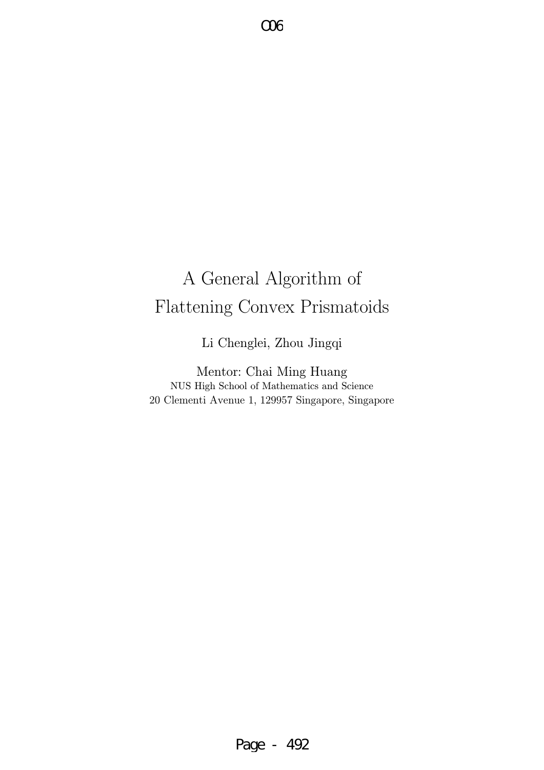# A General Algorithm of Flattening Convex Prismatoids

Li Chenglei, Zhou Jingqi

Mentor: Chai Ming Huang

NUS High School of Mathematics and Science

20 Clementi Avenue 1, 129957 Singapore, Singapore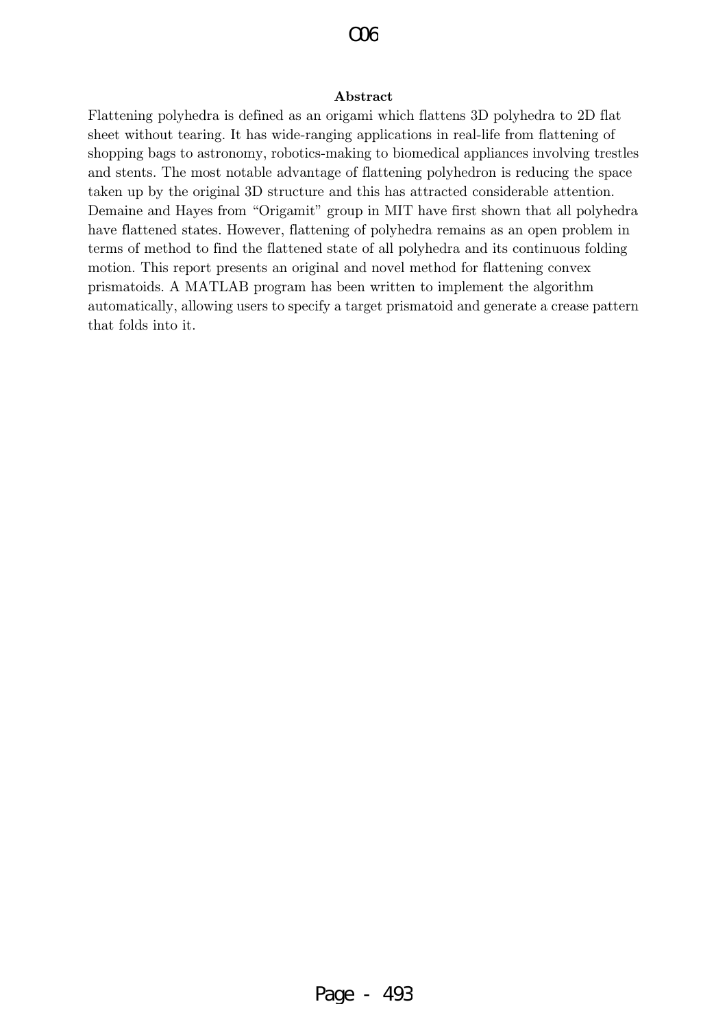**Abstract**

Flattening polyhedra is defined as an origami which flattens 3D polyhedra to 2D flat sheet without tearing. It has wide-ranging applications in real-life from flattening of shopping bags to astronomy, robotics-making to biomedical appliances involving trestles and stents. The most notable advantage of flattening polyhedron is reducing the space taken up by the original 3D structure and this has attracted considerable attention. Demaine and Hayes from "Origamit" group in MIT have first shown that all polyhedra have flattened states. However, flattening of polyhedra remains as an open problem in terms of method to find the flattened state of all polyhedra and its continuous folding motion. This report presents an original and novel method for flattening convex prismatoids. A MATLAB program has been written to implement the algorithm automatically, allowing users to specify a target prismatoid and generate a crease pattern that folds into it.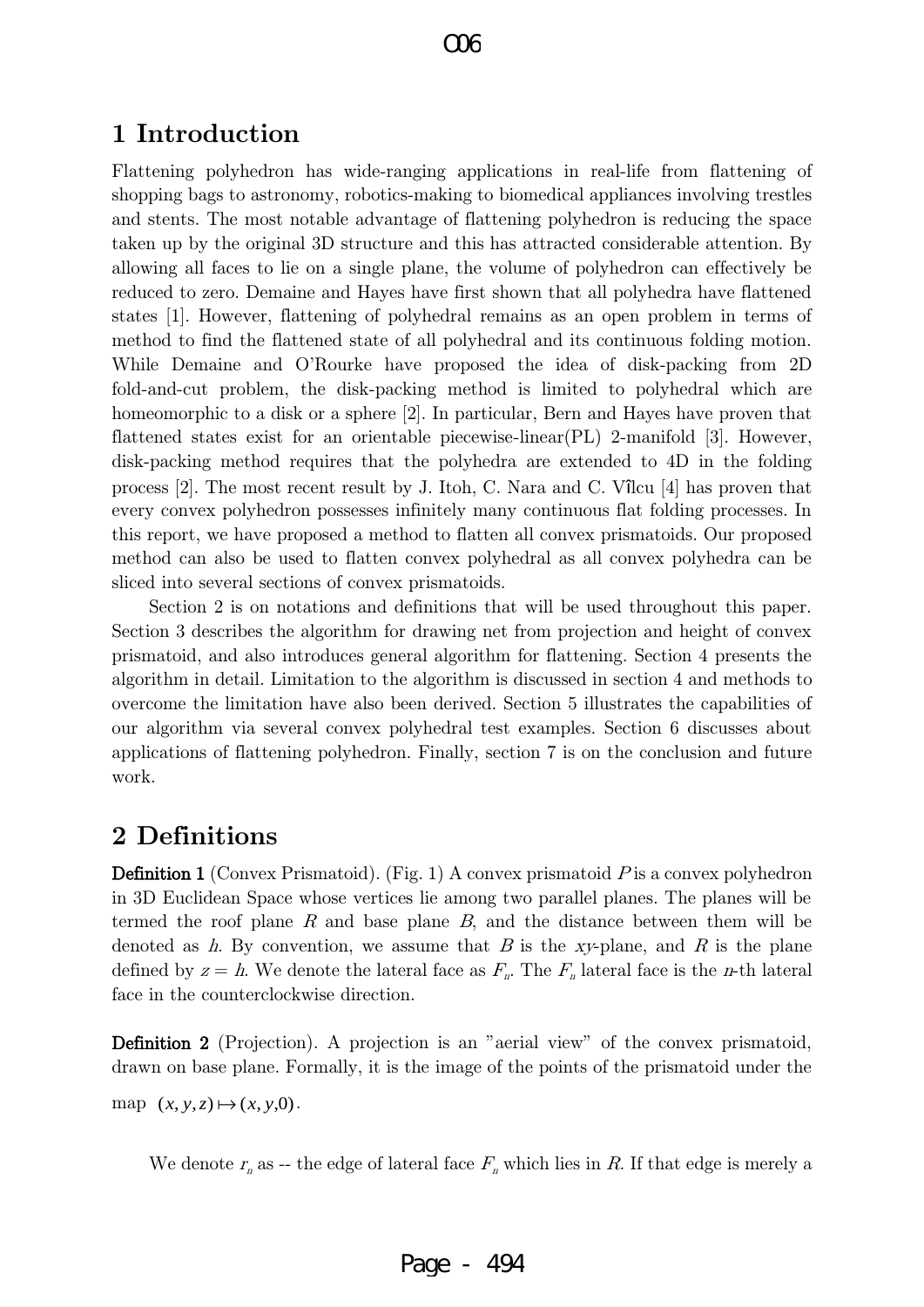## 1 Introduction

Flattening polyhedron has wide-ranging applications in real-life from flattening of shopping bags to astronomy, robotics-making to biomedical appliances involving trestles and stents. The most notable advantage of flattening polyhedron is reducing the space taken up by the original 3D structure and this has attracted considerable attention. By allowing all faces to lie on a single plane, the volume of polyhedron can effectively be reduced to zero. Demaine and Hayes have first shown that all polyhedra have flattened states [1]. However, flattening of polyhedral remains as an open problem in terms of method to find the flattened state of all polyhedral and its continuous folding motion. While Demaine and O'Rourke have proposed the idea of disk-packing from 2D fold-and-cut problem, the disk-packing method is limited to polyhedral which are homeomorphic to a disk or a sphere [2]. In particular, Bern and Hayes have proven that flattened states exist for an orientable piecewise-linear(PL) 2-manifold [3]. However, disk-packing method requires that the polyhedra are extended to 4D in the folding process [2]. The most recent result by J. Itoh, C. Nara and C. Vîlcu [4] has proven that every convex polyhedron possesses infinitely many continuous flat folding processes. In this report, we have proposed a method to flatten all convex prismatoids. Our proposed method can also be used to flatten convex polyhedral as all convex polyhedra can be sliced into several sections of convex prismatoids.

Section 2 is on notations and definitions that will be used throughout this paper. Section 3 describes the algorithm for drawing net from projection and height of convex prismatoid, and also introduces general algorithm for flattening. Section 4 presents the algorithm in detail. Limitation to the algorithm is discussed in section 4 and methods to overcome the limitation have also been derived. Section 5 illustrates the capabilities of our algorithm via several convex polyhedral test examples. Section 6 discusses about applications of flattening polyhedron. Finally, section 7 is on the conclusion and future work.

## 2 Definitions

**Definition 1** (Convex Prismatoid). (Fig. 1) A convex prismatoid $P$ is a convex polyhedron in 3D Euclidean Space whose vertices lie among two parallel planes. The planes will be termed the roof plane $R$ and base plane $B$, and the distance between them will be denoted as $h$. By convention, we assume that $B$ is the $xy$-plane, and $R$ is the plane defined by $z = h$. We denote the lateral face as $F_n$. The $F_n$ lateral face is the $n$-th lateral face in the counterclockwise direction.

**Definition 2** (Projection). A projection is an "aerial view" of the convex prismatoid, drawn on base plane. Formally, it is the image of the points of the prismatoid under the map $(x, y, z) \mapsto (x, y, 0)$.

We denote $r_n$ as -- the edge of lateral face $F_n$ which lies in $R$. If that edge is merely a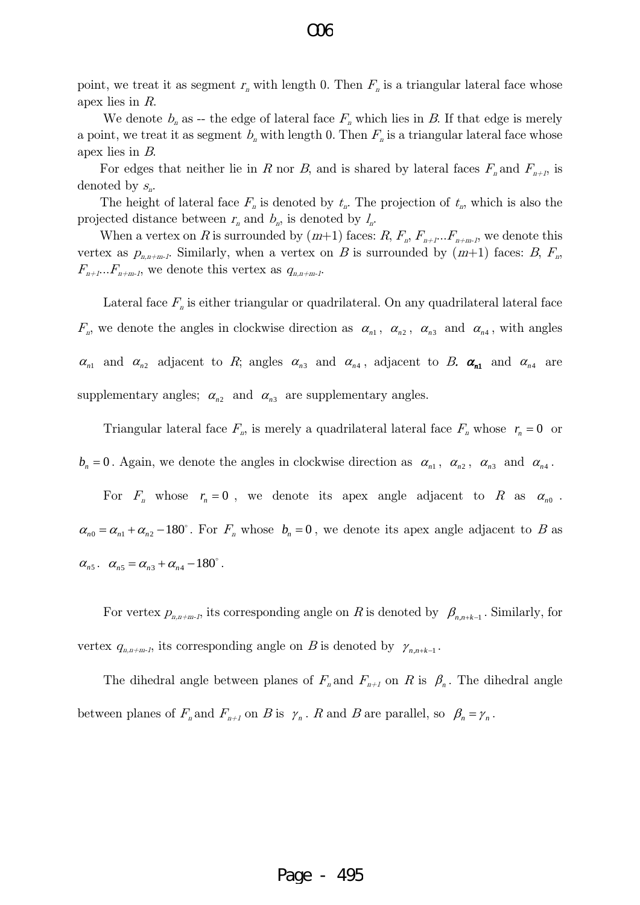point, we treat it as segment $r_n$ with length 0. Then $F_n$ is a triangular lateral face whose apex lies in $R$.

We denote $b_n$ as -- the edge of lateral face $F_n$ which lies in $B$. If that edge is merely a point, we treat it as segment $b_n$ with length 0. Then $F_n$ is a triangular lateral face whose apex lies in $B$.

For edges that neither lie in $R$ nor $B$, and is shared by lateral faces $F_n$ and $F_{n+1}$, is denoted by $s_n$.

The height of lateral face $F_n$ is denoted by $t_n$. The projection of $t_n$, which is also the projected distance between $r_n$ and $b_n$, is denoted by $l_n$.

When a vertex on $R$ is surrounded by $(m+1)$ faces: $R$, $F_n$, $F_{n+1}$...$F_{n+m-1}$, we denote this vertex as $p_{n,n+m-1}$. Similarly, when a vertex on $B$ is surrounded by $(m+1)$ faces: $B$, $F_n$, $F_{n+1}$...$F_{n+m-1}$, we denote this vertex as $q_{n,n+m-1}$.

Lateral face $F_n$ is either triangular or quadrilateral. On any quadrilateral lateral face $F_n$, we denote the angles in clockwise direction as $\alpha_{n1}$, $\alpha_{n2}$, $\alpha_{n3}$ and $\alpha_{n4}$, with angles $\alpha_{n1}$ and $\alpha_{n2}$ adjacent to $R$; angles $\alpha_{n3}$ and $\alpha_{n4}$, adjacent to $B$. $\alpha_{n1}$ and $\alpha_{n4}$ are supplementary angles; $\alpha_{n2}$ and $\alpha_{n3}$ are supplementary angles.

Triangular lateral face $F_n$, is merely a quadrilateral lateral face $F_n$ whose $r_n = 0$ or $b_n = 0$. Again, we denote the angles in clockwise direction as $\alpha_{n1}$, $\alpha_{n2}$, $\alpha_{n3}$ and $\alpha_{n4}$.

For $F_n$ whose $r_n = 0$, we denote its apex angle adjacent to $R$ as $\alpha_{n0}$. $\alpha_{n0} = \alpha_{n1} + \alpha_{n2} - 180^\circ$. For $F_n$ whose $b_n = 0$, we denote its apex angle adjacent to $B$ as $\alpha_{n5}$. $\alpha_{n5} = \alpha_{n3} + \alpha_{n4} - 180^\circ$.

For vertex $p_{n,n+m-1}$, its corresponding angle on $R$ is denoted by $\beta_{n,n+k-1}$. Similarly, for vertex $q_{n,n+m-1}$, its corresponding angle on $B$ is denoted by $\gamma_{n,n+k-1}$.

The dihedral angle between planes of $F_n$ and $F_{n+1}$ on $R$ is $\beta_n$. The dihedral angle between planes of $F_n$ and $F_{n+1}$ on $B$ is $\gamma_n$. $R$ and $B$ are parallel, so $\beta_n = \gamma_n$.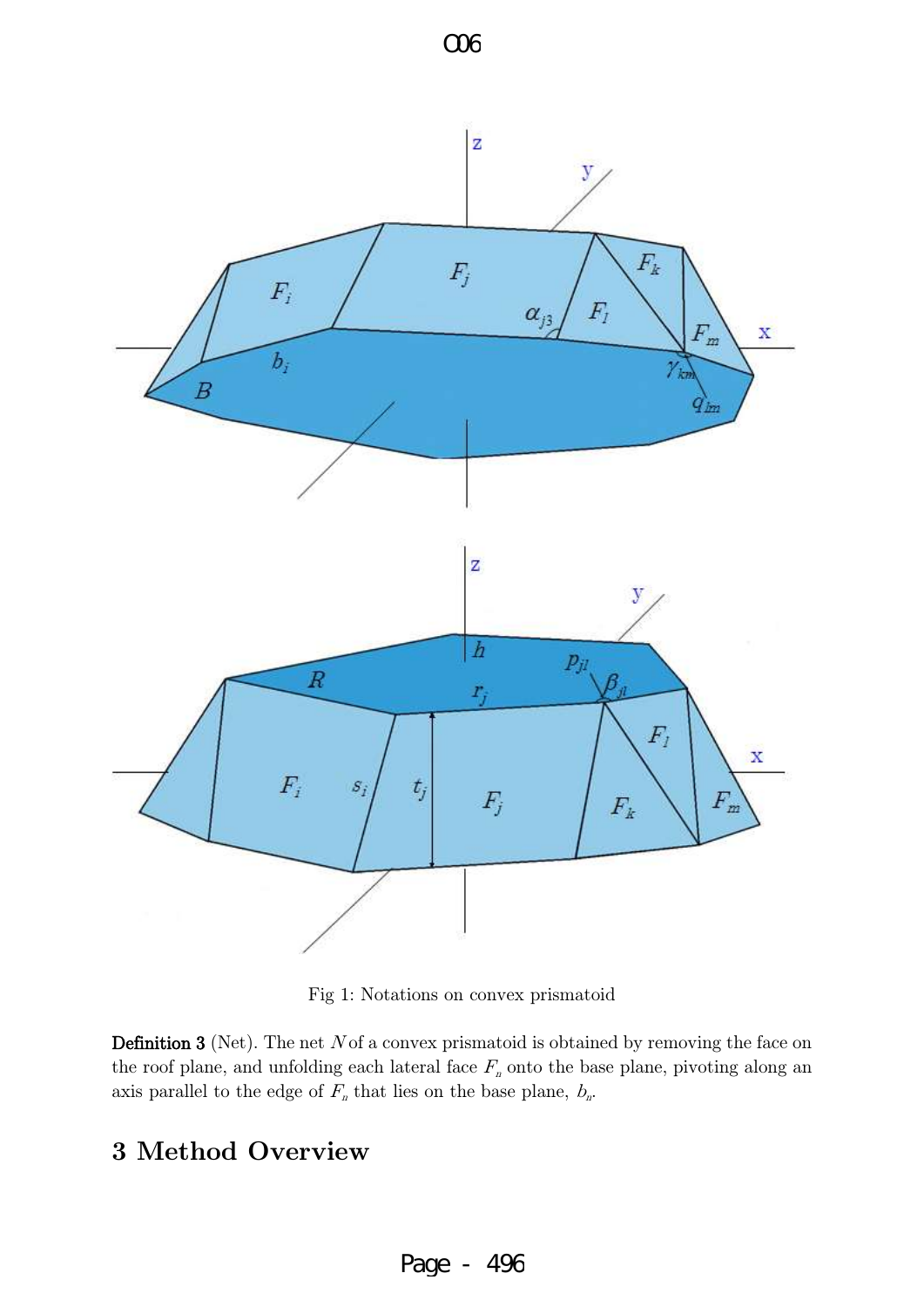Fig 1: Notations on convex prismatoid

**Definition 3** (Net). The net $N$ of a convex prismatoid is obtained by removing the face on the roof plane, and unfolding each lateral face $F_n$ onto the base plane, pivoting along an axis parallel to the edge of $F_n$ that lies on the base plane, $b_n$.

## 3 Method Overview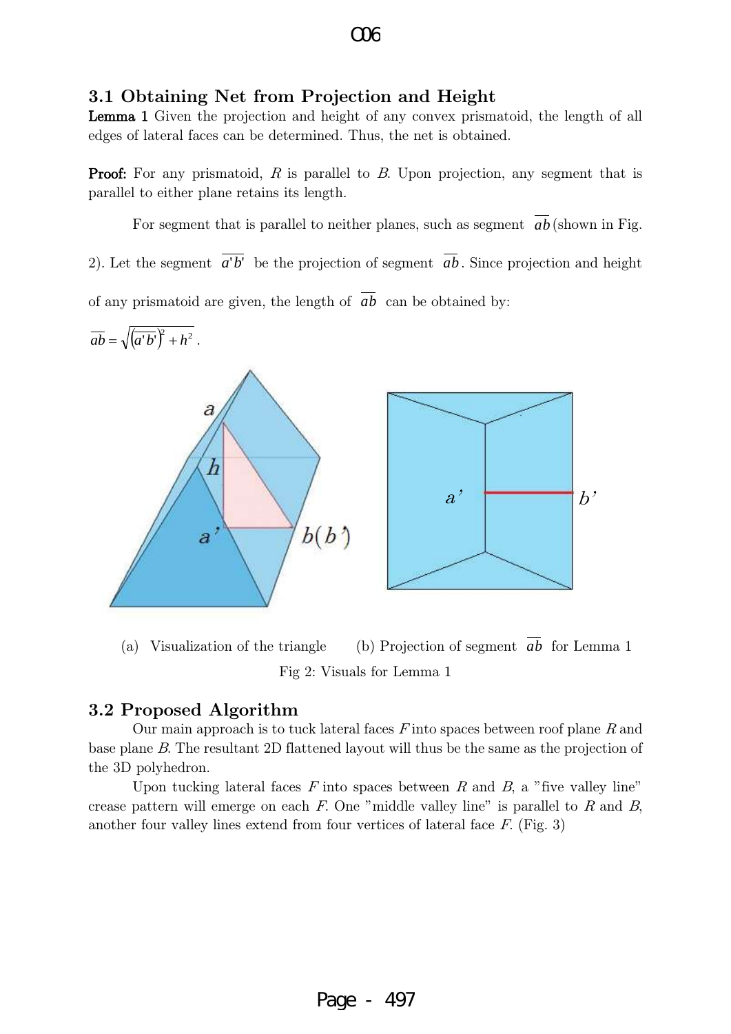### 3.1 Obtaining Net from Projection and Height

**Lemma 1** Given the projection and height of any convex prismatoid, the length of all edges of lateral faces can be determined. Thus, the net is obtained.

**Proof:** For any prismatoid, $R$ is parallel to $B$. Upon projection, any segment that is parallel to either plane retains its length.

For segment that is parallel to neither planes, such as segment $\overline{ab}$ (shown in Fig. 2). Let the segment $\overline{a'b'}$ be the projection of segment $\overline{ab}$. Since projection and height of any prismatoid are given, the length of $\overline{ab}$ can be obtained by:

$$\overline{ab} = \sqrt{\left(\overline{a'b'}\right)^2 + h^2}\ .$$

(a) Visualization of the triangle (b) Projection of segment $\overline{ab}$ for Lemma 1

Fig 2: Visuals for Lemma 1

### 3.2 Proposed Algorithm

Our main approach is to tuck lateral faces $F$ into spaces between roof plane $R$ and base plane $B$. The resultant 2D flattened layout will thus be the same as the projection of the 3D polyhedron.

Upon tucking lateral faces $F$ into spaces between $R$ and $B$, a "five valley line" crease pattern will emerge on each $F$. One "middle valley line" is parallel to $R$ and $B$, another four valley lines extend from four vertices of lateral face $F$. (Fig. 3)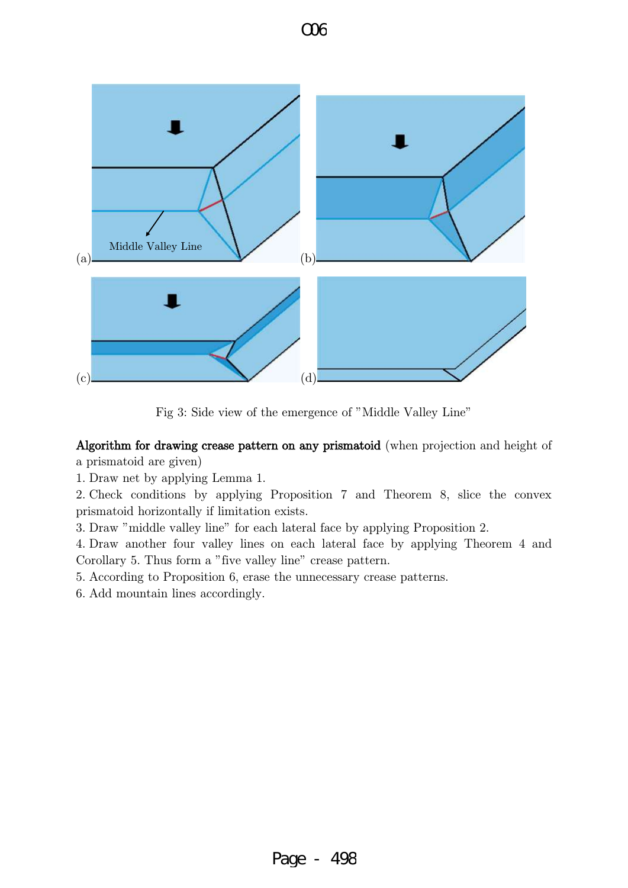Fig 3: Side view of the emergence of "Middle Valley Line"

**Algorithm for drawing crease pattern on any prismatoid** (when projection and height of a prismatoid are given)

1. Draw net by applying Lemma 1.
2. Check conditions by applying Proposition 7 and Theorem 8, slice the convex prismatoid horizontally if limitation exists.
3. Draw "middle valley line" for each lateral face by applying Proposition 2.
4. Draw another four valley lines on each lateral face by applying Theorem 4 and Corollary 5. Thus form a "five valley line" crease pattern.
5. According to Proposition 6, erase the unnecessary crease patterns.
6. Add mountain lines accordingly.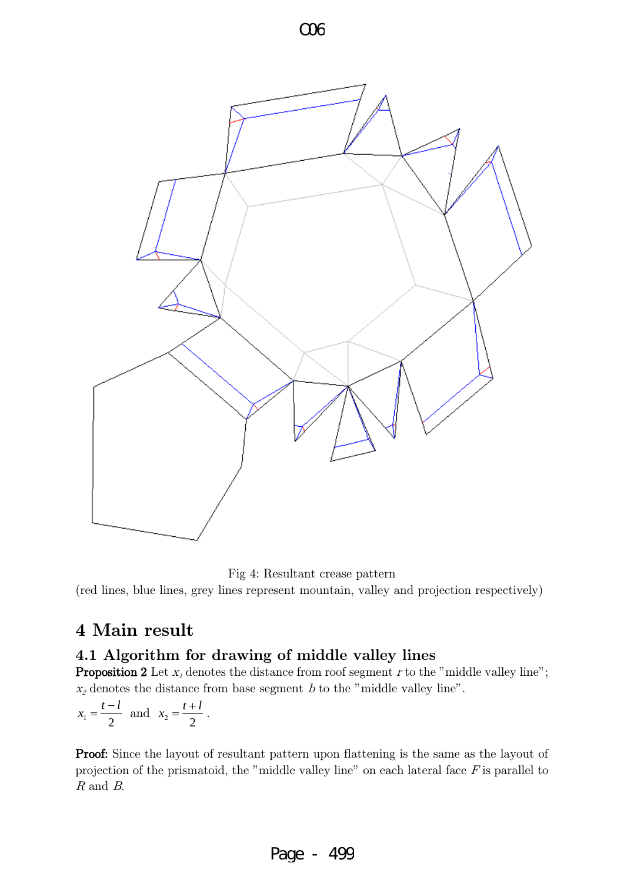Fig 4: Resultant crease pattern

(red lines, blue lines, grey lines represent mountain, valley and projection respectively)

# 4 Main result

## 4.1 Algorithm for drawing of middle valley lines

**Proposition 2** Let $x_1$ denotes the distance from roof segment $r$ to the "middle valley line"; $x_2$ denotes the distance from base segment $b$ to the "middle valley line".

$x_1 = \dfrac{t-l}{2}$ and $x_2 = \dfrac{t+l}{2}$.

**Proof:** Since the layout of resultant pattern upon flattening is the same as the layout of projection of the prismatoid, the "middle valley line" on each lateral face $F$ is parallel to $R$ and $B$.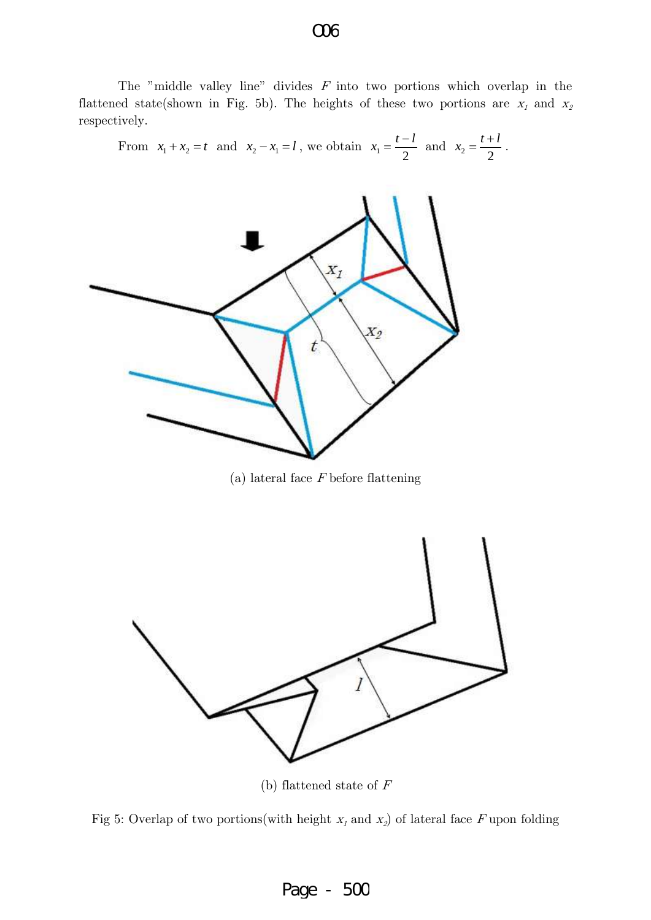The "middle valley line" divides $F$ into two portions which overlap in the flattened state(shown in Fig. 5b). The heights of these two portions are $x_1$ and $x_2$ respectively.

From $x_1 + x_2 = t$ and $x_2 - x_1 = l$, we obtain $x_1 = \frac{t-l}{2}$ and $x_2 = \frac{t+l}{2}$.

(a) lateral face $F$ before flattening

(b) flattened state of $F$

Fig 5: Overlap of two portions(with height $x_1$ and $x_2$) of lateral face $F$ upon folding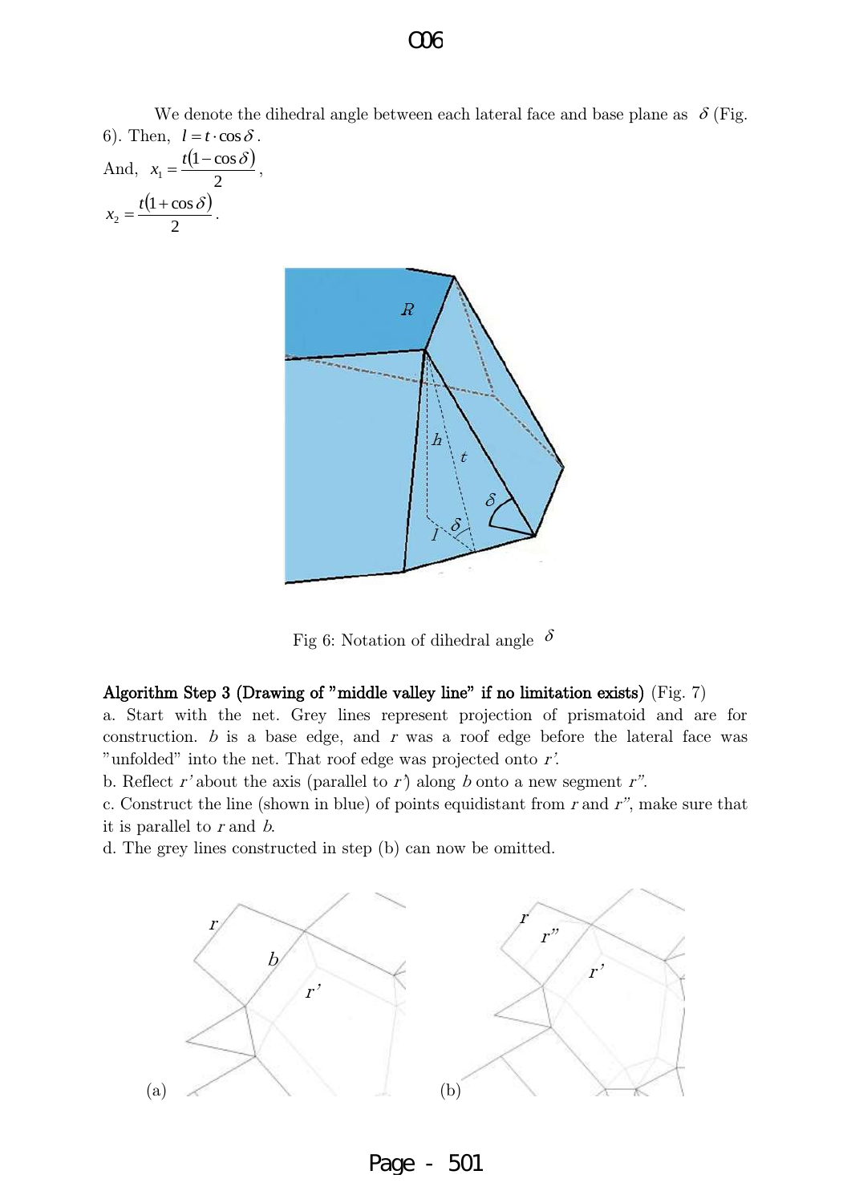We denote the dihedral angle between each lateral face and base plane as $\delta$ (Fig. 6). Then, $l = t \cdot \cos\delta$.

And, $x_1 = \dfrac{t(1-\cos\delta)}{2}$,

$x_2 = \dfrac{t(1+\cos\delta)}{2}$.

Fig 6: Notation of dihedral angle $\delta$

**Algorithm Step 3 (Drawing of "middle valley line" if no limitation exists)** (Fig. 7)

a. Start with the net. Grey lines represent projection of prismatoid and are for construction. $b$ is a base edge, and $r$ was a roof edge before the lateral face was "unfolded" into the net. That roof edge was projected onto $r'$.

b. Reflect $r'$ about the axis (parallel to $r'$) along $b$ onto a new segment $r''$.

c. Construct the line (shown in blue) of points equidistant from $r$ and $r''$, make sure that it is parallel to $r$ and $b$.

d. The grey lines constructed in step (b) can now be omitted.

(a) (b)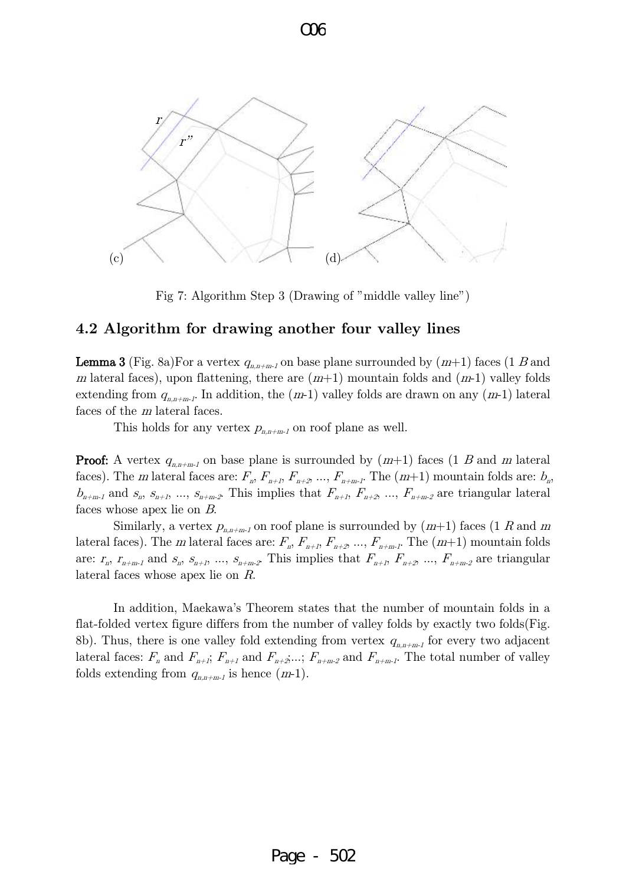Fig 7: Algorithm Step 3 (Drawing of "middle valley line")

## 4.2 Algorithm for drawing another four valley lines

**Lemma 3** (Fig. 8a)For a vertex $q_{n,n+m-1}$ on base plane surrounded by $(m+1)$ faces (1 $B$ and $m$ lateral faces), upon flattening, there are $(m+1)$ mountain folds and $(m-1)$ valley folds extending from $q_{n,n+m-1}$. In addition, the $(m-1)$ valley folds are drawn on any $(m-1)$ lateral faces of the $m$ lateral faces.

This holds for any vertex $p_{n,n+m-1}$ on roof plane as well.

**Proof:** A vertex $q_{n,n+m-1}$ on base plane is surrounded by $(m+1)$ faces (1 $B$ and $m$ lateral faces). The $m$ lateral faces are: $F_n$, $F_{n+1}$, $F_{n+2}$, ..., $F_{n+m-1}$. The $(m+1)$ mountain folds are: $b_n$, $b_{n+m-1}$ and $s_n$, $s_{n+1}$, ..., $s_{n+m-2}$. This implies that $F_{n+1}$, $F_{n+2}$, ..., $F_{n+m-2}$ are triangular lateral faces whose apex lie on $B$.

Similarly, a vertex $p_{n,n+m-1}$ on roof plane is surrounded by $(m+1)$ faces (1 $R$ and $m$ lateral faces). The $m$ lateral faces are: $F_n$, $F_{n+1}$, $F_{n+2}$, ..., $F_{n+m-1}$. The $(m+1)$ mountain folds are: $r_n$, $r_{n+m-1}$ and $s_n$, $s_{n+1}$, ..., $s_{n+m-2}$. This implies that $F_{n+1}$, $F_{n+2}$, ..., $F_{n+m-2}$ are triangular lateral faces whose apex lie on $R$.

In addition, Maekawa's Theorem states that the number of mountain folds in a flat-folded vertex figure differs from the number of valley folds by exactly two folds(Fig. 8b). Thus, there is one valley fold extending from vertex $q_{n,n+m-1}$ for every two adjacent lateral faces: $F_n$ and $F_{n+1}$; $F_{n+1}$ and $F_{n+2}$;...; $F_{n+m-2}$ and $F_{n+m-1}$. The total number of valley folds extending from $q_{n,n+m-1}$ is hence $(m-1)$.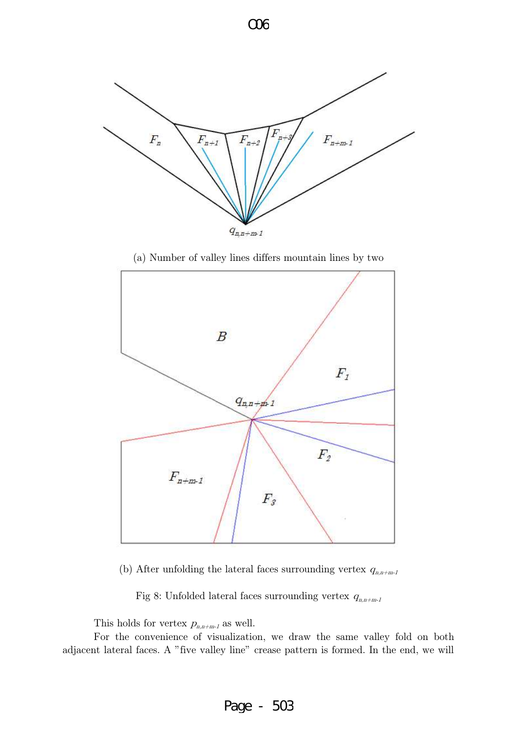(a) Number of valley lines differs mountain lines by two

(b) After unfolding the lateral faces surrounding vertex $q_{n,n+m-1}$

Fig 8: Unfolded lateral faces surrounding vertex $q_{n,n+m-1}$

This holds for vertex $p_{n,n+m-1}$ as well.

For the convenience of visualization, we draw the same valley fold on both adjacent lateral faces. A "five valley line" crease pattern is formed. In the end, we will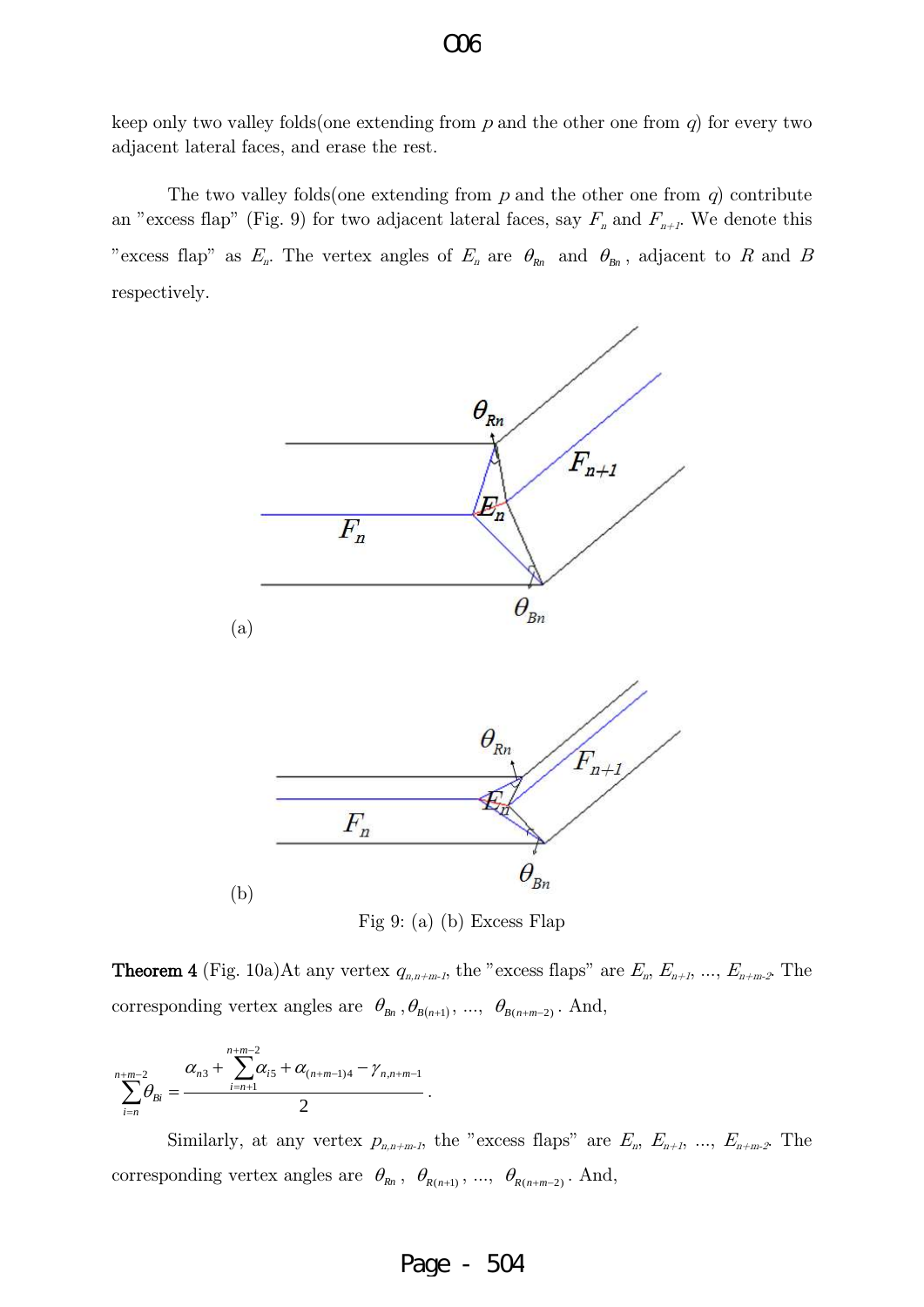keep only two valley folds(one extending from $p$ and the other one from $q$) for every two adjacent lateral faces, and erase the rest.

The two valley folds(one extending from $p$ and the other one from $q$) contribute an "excess flap" (Fig. 9) for two adjacent lateral faces, say $F_n$ and $F_{n+1}$. We denote this "excess flap" as $E_n$. The vertex angles of $E_n$ are $\theta_{Rn}$ and $\theta_{Bn}$, adjacent to $R$ and $B$ respectively.

(a)

(b)

Fig 9: (a) (b) Excess Flap

**Theorem 4** (Fig. 10a)At any vertex $q_{n,n+m-1}$, the "excess flaps" are $E_n$, $E_{n+1}$, ..., $E_{n+m-2}$. The corresponding vertex angles are $\theta_{Bn}, \theta_{B(n+1)}$, ..., $\theta_{B(n+m-2)}$. And,

$$\sum_{i=n}^{n+m-2} \theta_{Bi} = \frac{\alpha_{n3} + \sum_{i=n+1}^{n+m-2} \alpha_{i5} + \alpha_{(n+m-1)4} - \gamma_{n,n+m-1}}{2}.$$

Similarly, at any vertex $p_{n,n+m-1}$, the "excess flaps" are $E_n$, $E_{n+1}$, ..., $E_{n+m-2}$. The corresponding vertex angles are $\theta_{Rn}$, $\theta_{R(n+1)}$, ..., $\theta_{R(n+m-2)}$. And,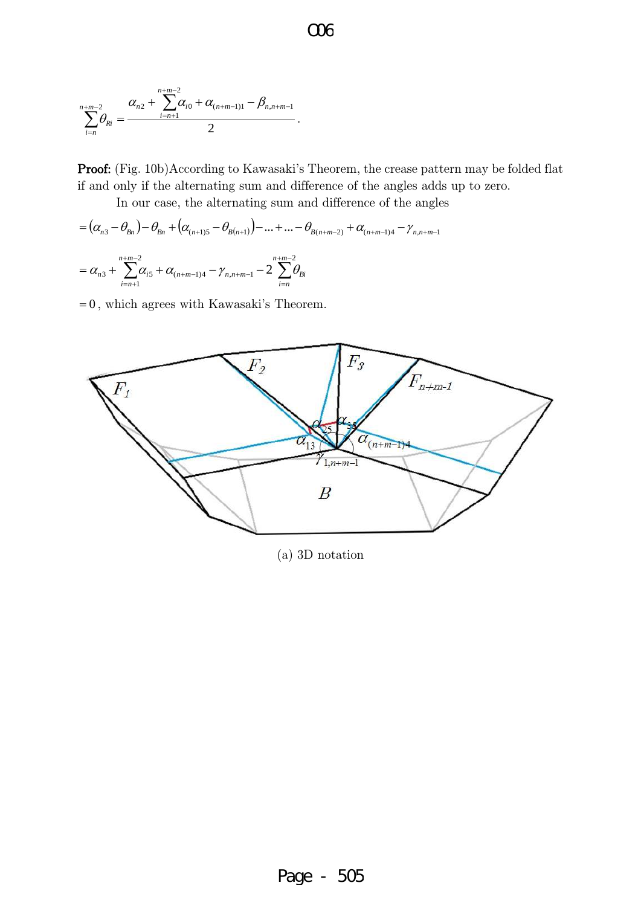$$\sum_{i=n}^{n+m-2}\theta_{Ri}=\frac{\alpha_{n2}+\sum_{i=n+1}^{n+m-2}\alpha_{i0}+\alpha_{(n+m-1)1}-\beta_{n,n+m-1}}{2}.$$

**Proof:** (Fig. 10b)According to Kawasaki's Theorem, the crease pattern may be folded flat if and only if the alternating sum and difference of the angles adds up to zero.

In our case, the alternating sum and difference of the angles

$$=(\alpha_{n3}-\theta_{Bn})-\theta_{Bn}+(\alpha_{(n+1)5}-\theta_{B(n+1)})-\ldots+\ldots-\theta_{B(n+m-2)}+\alpha_{(n+m-1)4}-\gamma_{n,n+m-1}$$

$$=\alpha_{n3}+\sum_{i=n+1}^{n+m-2}\alpha_{i5}+\alpha_{(n+m-1)4}-\gamma_{n,n+m-1}-2\sum_{i=n}^{n+m-2}\theta_{Bi}$$

$=0$, which agrees with Kawasaki's Theorem.

(a) 3D notation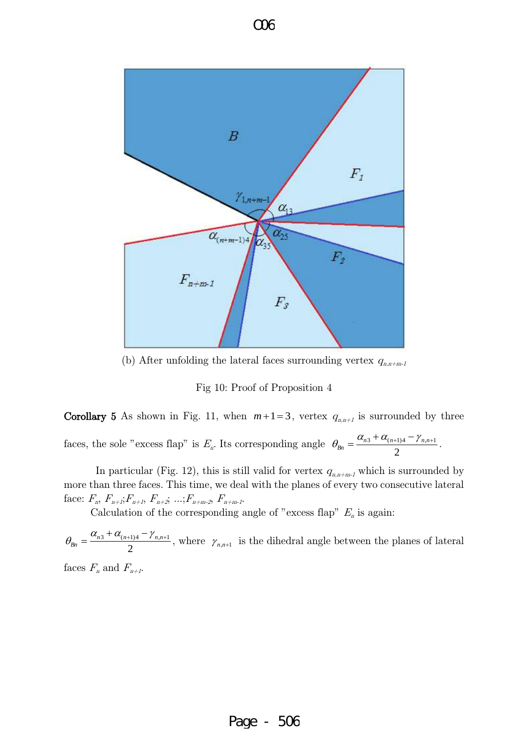(b) After unfolding the lateral faces surrounding vertex $q_{n,n+m-1}$

Fig 10: Proof of Proposition 4

**Corollary 5** As shown in Fig. 11, when $m+1=3$, vertex $q_{n,n+1}$ is surrounded by three faces, the sole "excess flap" is $E_n$. Its corresponding angle $\theta_{Bn} = \dfrac{\alpha_{n3} + \alpha_{(n+1)4} - \gamma_{n,n+1}}{2}$.

In particular (Fig. 12), this is still valid for vertex $q_{n,n+m-1}$ which is surrounded by more than three faces. This time, we deal with the planes of every two consecutive lateral face: $F_n$, $F_{n+1}$;$F_{n+1}$, $F_{n+2}$; ...;$F_{n+m-2}$, $F_{n+m-1}$.

Calculation of the corresponding angle of "excess flap" $E_n$ is again:

$\theta_{Bn} = \dfrac{\alpha_{n3} + \alpha_{(n+1)4} - \gamma_{n,n+1}}{2}$, where $\gamma_{n,n+1}$ is the dihedral angle between the planes of lateral faces $F_n$ and $F_{n+1}$.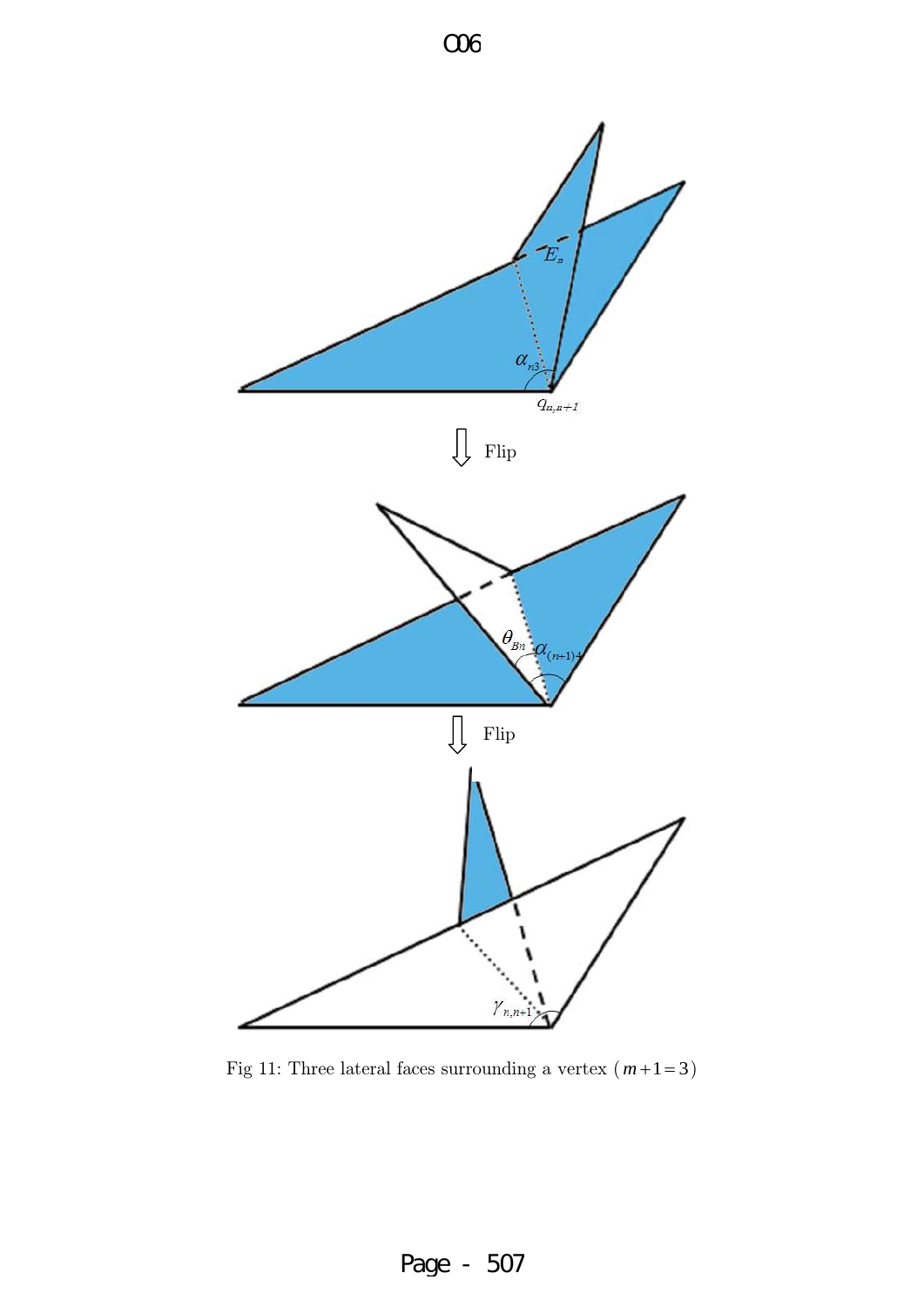Fig 11: Three lateral faces surrounding a vertex $(m+1=3)$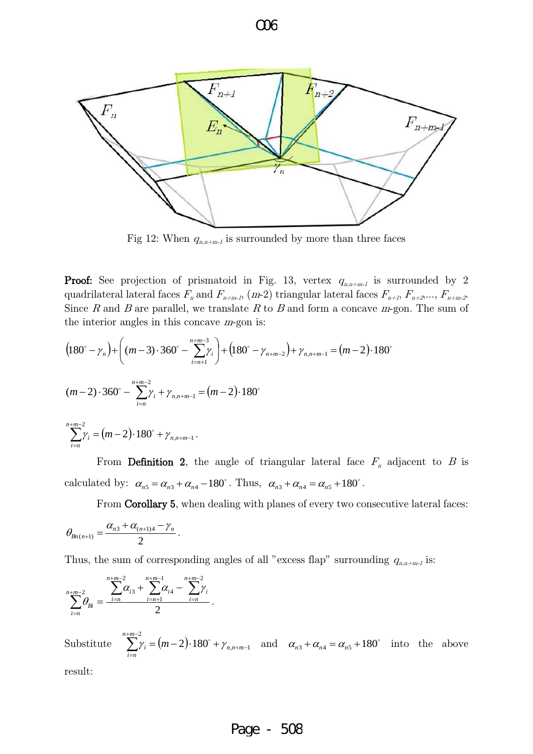Fig 12: When $q_{n,n+m-1}$ is surrounded by more than three faces

**Proof:** See projection of prismatoid in Fig. 13, vertex $q_{n,n+m-1}$ is surrounded by 2 quadrilateral lateral faces $F_n$ and $F_{n+m-1}$, ($m$-2) triangular lateral faces $F_{n+1}$, $F_{n+2}$,..., $F_{n+m-2}$. Since $R$ and $B$ are parallel, we translate $R$ to $B$ and form a concave $m$-gon. The sum of the interior angles in this concave $m$-gon is:

$$\left(180^\circ - \gamma_n\right) + \left((m-3)\cdot 360^\circ - \sum_{i=n+1}^{n+m-3}\gamma_i\right) + \left(180^\circ - \gamma_{n+m-2}\right) + \gamma_{n,n+m-1} = (m-2)\cdot 180^\circ$$

$$(m-2)\cdot 360^\circ - \sum_{i=n}^{n+m-2}\gamma_i + \gamma_{n,n+m-1} = (m-2)\cdot 180^\circ$$

$$\sum_{i=n}^{n+m-2}\gamma_i = (m-2)\cdot 180^\circ + \gamma_{n,n+m-1}.$$

From **Definition 2**, the angle of triangular lateral face $F_n$ adjacent to $B$ is calculated by: $\alpha_{n5} = \alpha_{n3} + \alpha_{n4} - 180^\circ$. Thus, $\alpha_{n3} + \alpha_{n4} = \alpha_{n5} + 180^\circ$.

From **Corollary 5**, when dealing with planes of every two consecutive lateral faces:

$$\theta_{Bn(n+1)} = \frac{\alpha_{n3} + \alpha_{(n+1)4} - \gamma_n}{2}.$$

Thus, the sum of corresponding angles of all "excess flap" surrounding $q_{n,n+m-1}$ is:

$$\sum_{i=n}^{n+m-2}\theta_{Bi} = \frac{\sum_{i=n}^{n+m-2}\alpha_{i3} + \sum_{i=n+1}^{n+m-1}\alpha_{i4} - \sum_{i=n}^{n+m-2}\gamma_i}{2}.$$

Substitute $\sum_{i=n}^{n+m-2}\gamma_i = (m-2)\cdot 180^\circ + \gamma_{n,n+m-1}$ and $\alpha_{n3} + \alpha_{n4} = \alpha_{n5} + 180^\circ$ into the above result: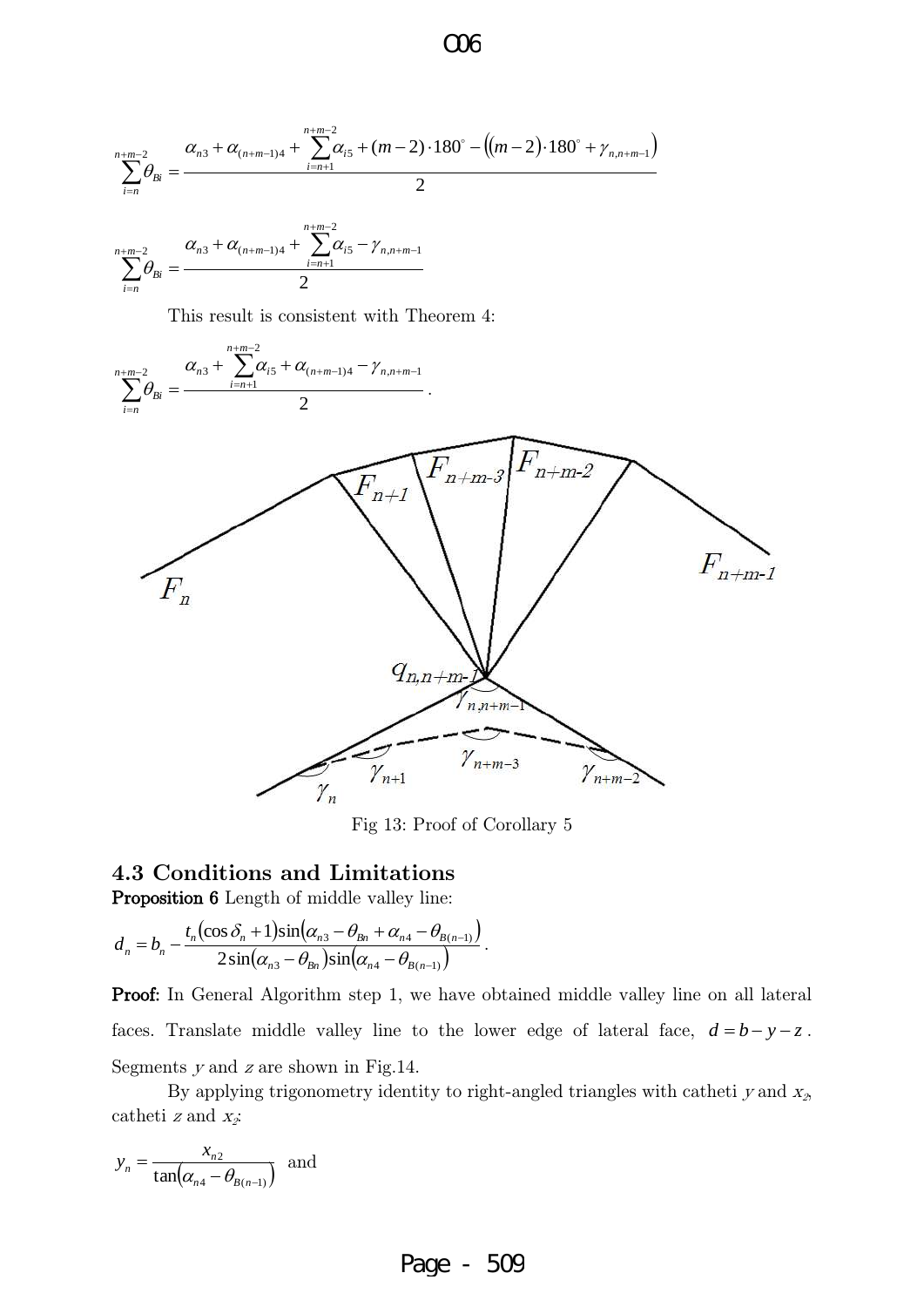$$\sum_{i=n}^{n+m-2}\theta_{Bi} = \frac{\alpha_{n3} + \alpha_{(n+m-1)4} + \sum_{i=n+1}^{n+m-2}\alpha_{i5} + (m-2)\cdot 180^{\circ} - \left((m-2)\cdot 180^{\circ} + \gamma_{n,n+m-1}\right)}{2}$$

$$\sum_{i=n}^{n+m-2}\theta_{Bi} = \frac{\alpha_{n3} + \alpha_{(n+m-1)4} + \sum_{i=n+1}^{n+m-2}\alpha_{i5} - \gamma_{n,n+m-1}}{2}$$

This result is consistent with Theorem 4:

$$\sum_{i=n}^{n+m-2}\theta_{Bi} = \frac{\alpha_{n3} + \sum_{i=n+1}^{n+m-2}\alpha_{i5} + \alpha_{(n+m-1)4} - \gamma_{n,n+m-1}}{2}.$$

Fig 13: Proof of Corollary 5

### 4.3 Conditions and Limitations

**Proposition 6** Length of middle valley line:

$$d_n = b_n - \frac{t_n(\cos\delta_n + 1)\sin\left(\alpha_{n3} - \theta_{Bn} + \alpha_{n4} - \theta_{B(n-1)}\right)}{2\sin\left(\alpha_{n3} - \theta_{Bn}\right)\sin\left(\alpha_{n4} - \theta_{B(n-1)}\right)}.$$

**Proof:** In General Algorithm step 1, we have obtained middle valley line on all lateral faces. Translate middle valley line to the lower edge of lateral face, $d = b - y - z$. Segments $y$ and $z$ are shown in Fig.14.

By applying trigonometry identity to right-angled triangles with catheti $y$ and $x_2$, catheti $z$ and $x_2$:

$$y_n = \frac{x_{n2}}{\tan\left(\alpha_{n4} - \theta_{B(n-1)}\right)} \quad \text{and}$$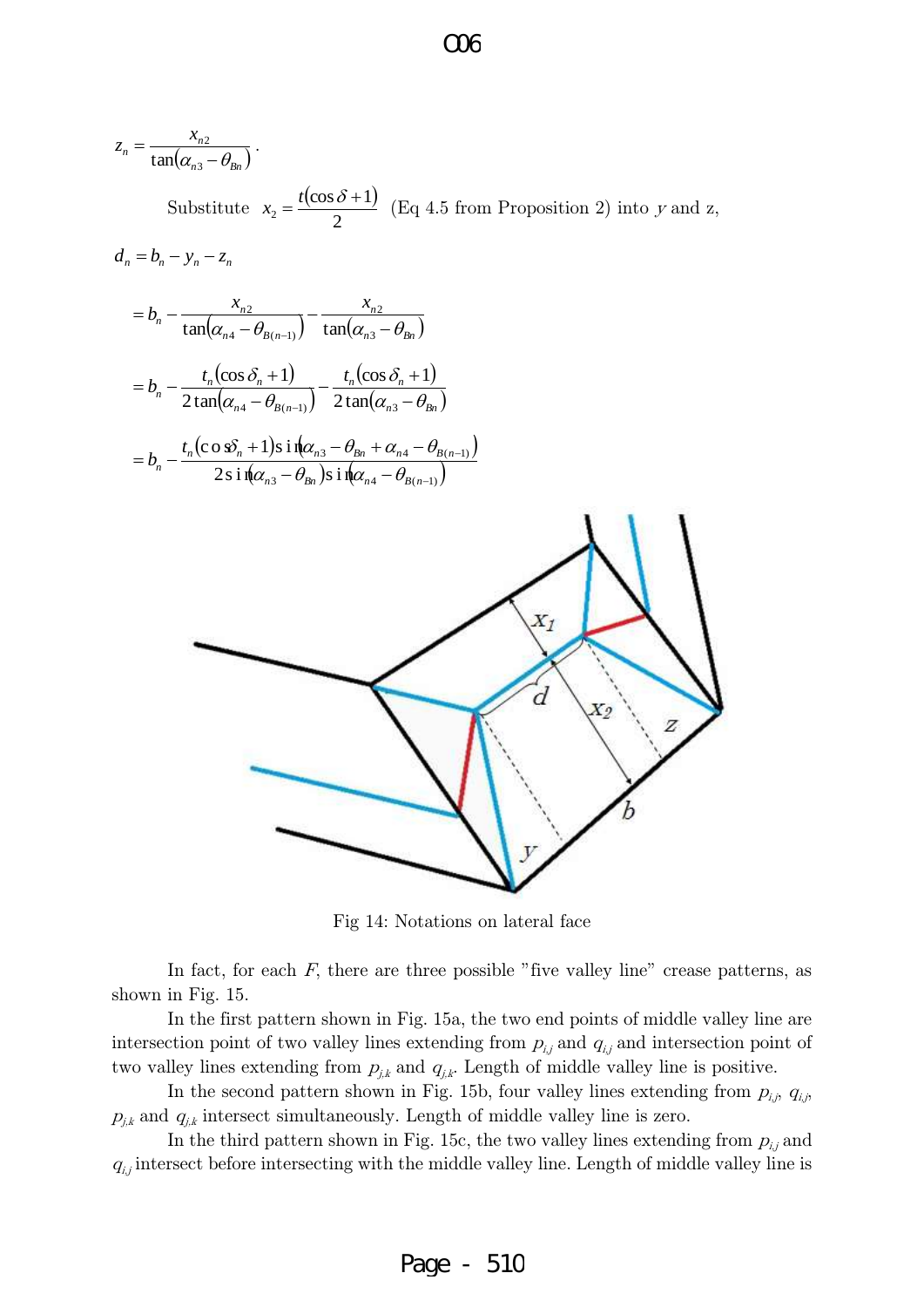$$z_n = \frac{x_{n2}}{\tan(\alpha_{n3} - \theta_{Bn})}.$$

Substitute $x_2 = \frac{t(\cos\delta + 1)}{2}$ (Eq 4.5 from Proposition 2) into $y$ and z,

$$d_n = b_n - y_n - z_n$$

$$= b_n - \frac{x_{n2}}{\tan(\alpha_{n4} - \theta_{B(n-1)})} - \frac{x_{n2}}{\tan(\alpha_{n3} - \theta_{Bn})}$$

$$= b_n - \frac{t_n(\cos\delta_n + 1)}{2\tan(\alpha_{n4} - \theta_{B(n-1)})} - \frac{t_n(\cos\delta_n + 1)}{2\tan(\alpha_{n3} - \theta_{Bn})}$$

$$= b_n - \frac{t_n(\cos\delta_n + 1)\sin(\alpha_{n3} - \theta_{Bn} + \alpha_{n4} - \theta_{B(n-1)})}{2\sin(\alpha_{n3} - \theta_{Bn})\sin(\alpha_{n4} - \theta_{B(n-1)})}$$

Fig 14: Notations on lateral face

In fact, for each $F$, there are three possible "five valley line" crease patterns, as shown in Fig. 15.

In the first pattern shown in Fig. 15a, the two end points of middle valley line are intersection point of two valley lines extending from $p_{i,j}$ and $q_{i,j}$ and intersection point of two valley lines extending from $p_{j,k}$ and $q_{j,k}$. Length of middle valley line is positive.

In the second pattern shown in Fig. 15b, four valley lines extending from $p_{i,j}$, $q_{i,j}$, $p_{j,k}$ and $q_{j,k}$ intersect simultaneously. Length of middle valley line is zero.

In the third pattern shown in Fig. 15c, the two valley lines extending from $p_{i,j}$ and $q_{i,j}$ intersect before intersecting with the middle valley line. Length of middle valley line is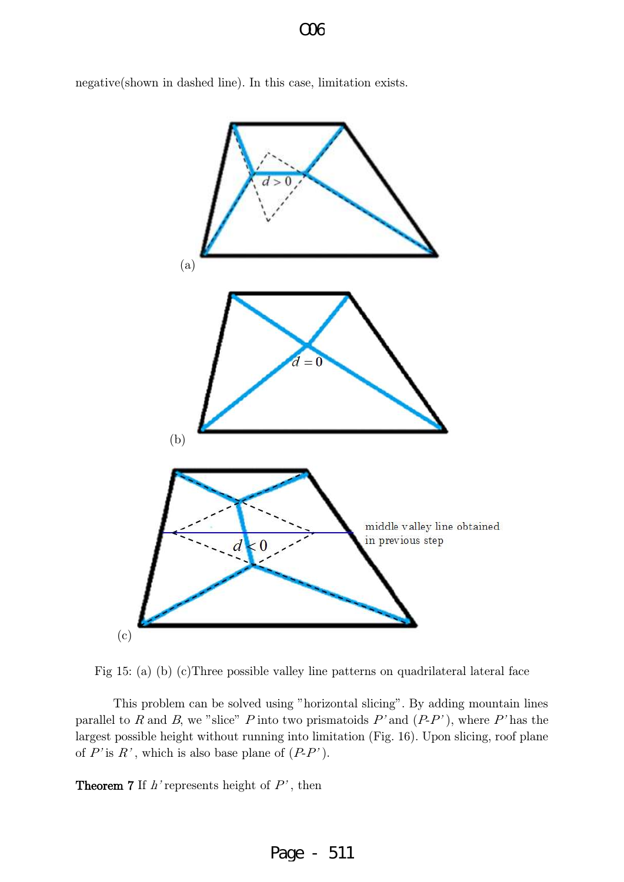negative(shown in dashed line). In this case, limitation exists.

(a)

(b)

(c)

middle valley line obtained in previous step

Fig 15: (a) (b) (c)Three possible valley line patterns on quadrilateral lateral face

This problem can be solved using "horizontal slicing". By adding mountain lines parallel to $R$ and $B$, we "slice" $P$ into two prismatoids $P'$ and ($P$-$P'$), where $P'$ has the largest possible height without running into limitation (Fig. 16). Upon slicing, roof plane of $P'$ is $R'$, which is also base plane of ($P$-$P'$).

**Theorem 7** If $h'$ represents height of $P'$, then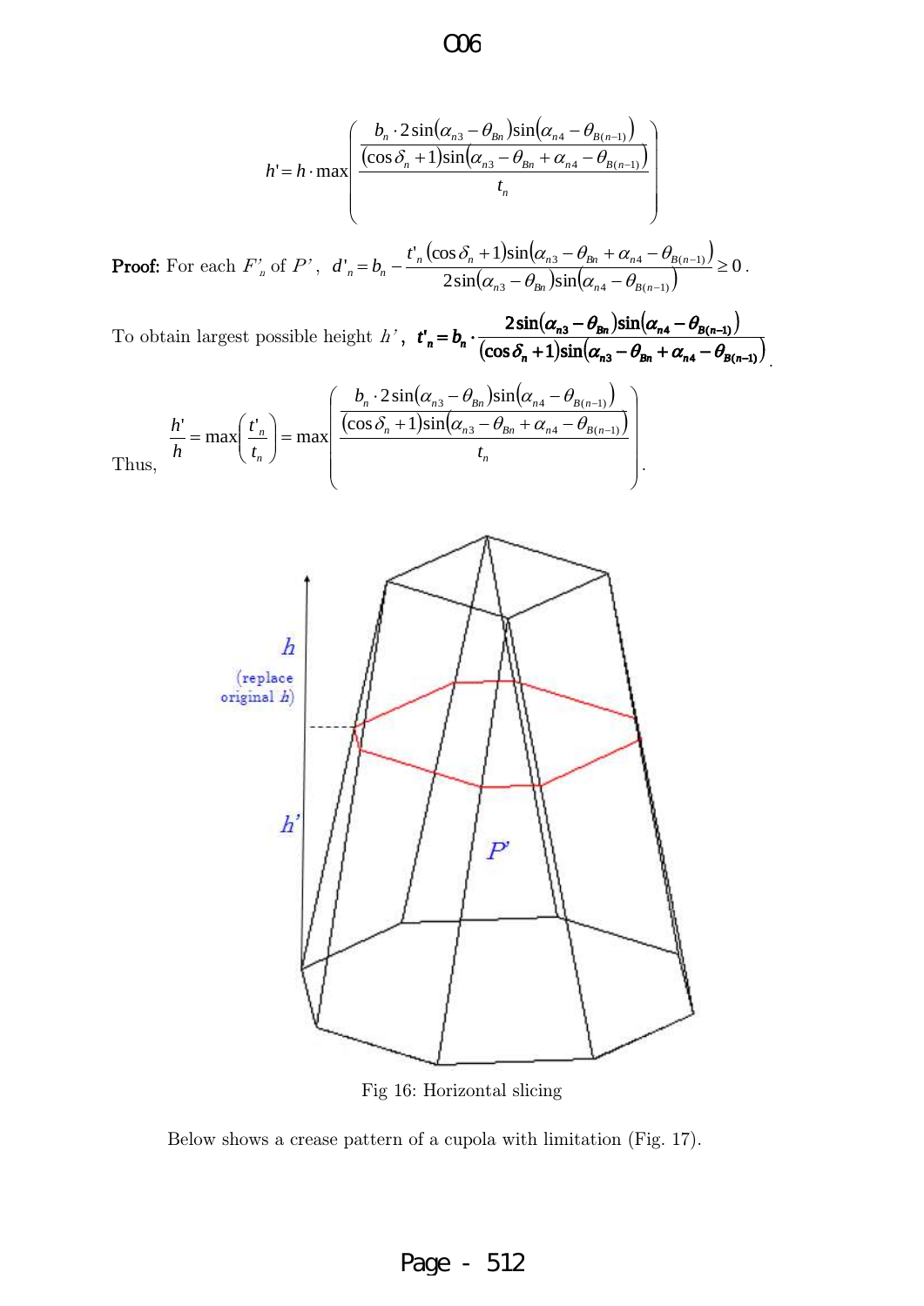$$h' = h \cdot \max\left( \frac{\dfrac{b_n \cdot 2\sin(\alpha_{n3} - \theta_{Bn})\sin(\alpha_{n4} - \theta_{B(n-1)})}{(\cos\delta_n + 1)\sin(\alpha_{n3} - \theta_{Bn} + \alpha_{n4} - \theta_{B(n-1)})}}{t_n} \right)$$

**Proof:** For each $F'_n$ of $P'$, $d'_n = b_n - \dfrac{t'_n(\cos\delta_n + 1)\sin(\alpha_{n3} - \theta_{Bn} + \alpha_{n4} - \theta_{B(n-1)})}{2\sin(\alpha_{n3} - \theta_{Bn})\sin(\alpha_{n4} - \theta_{B(n-1)})} \geq 0$.

To obtain largest possible height $h'$, $\boldsymbol{t'_n = b_n \cdot \dfrac{2\sin(\alpha_{n3} - \theta_{Bn})\sin(\alpha_{n4} - \theta_{B(n-1)})}{(\cos\delta_n + 1)\sin(\alpha_{n3} - \theta_{Bn} + \alpha_{n4} - \theta_{B(n-1)})}}$.

Thus, $$\frac{h'}{h} = \max\left(\frac{t'_n}{t_n}\right) = \max\left( \frac{\dfrac{b_n \cdot 2\sin(\alpha_{n3} - \theta_{Bn})\sin(\alpha_{n4} - \theta_{B(n-1)})}{(\cos\delta_n + 1)\sin(\alpha_{n3} - \theta_{Bn} + \alpha_{n4} - \theta_{B(n-1)})}}{t_n} \right).$$

Fig 16: Horizontal slicing

Below shows a crease pattern of a cupola with limitation (Fig. 17).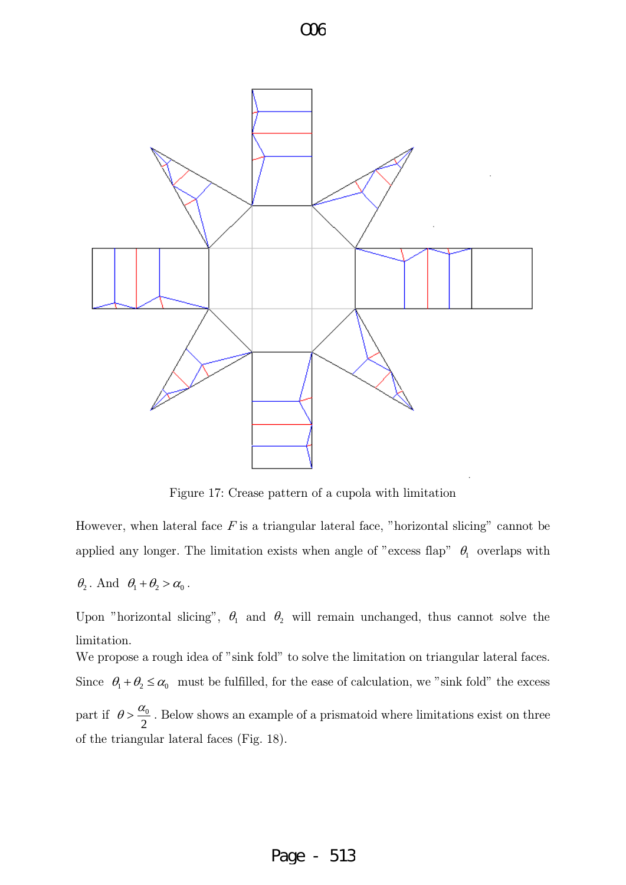Figure 17: Crease pattern of a cupola with limitation

However, when lateral face $F$ is a triangular lateral face, "horizontal slicing" cannot be applied any longer. The limitation exists when angle of "excess flap" $\theta_1$ overlaps with $\theta_2$. And $\theta_1 + \theta_2 > \alpha_0$.

Upon "horizontal slicing", $\theta_1$ and $\theta_2$ will remain unchanged, thus cannot solve the limitation.

We propose a rough idea of "sink fold" to solve the limitation on triangular lateral faces. Since $\theta_1 + \theta_2 \leq \alpha_0$ must be fulfilled, for the ease of calculation, we "sink fold" the excess part if $\theta > \frac{\alpha_0}{2}$. Below shows an example of a prismatoid where limitations exist on three of the triangular lateral faces (Fig. 18).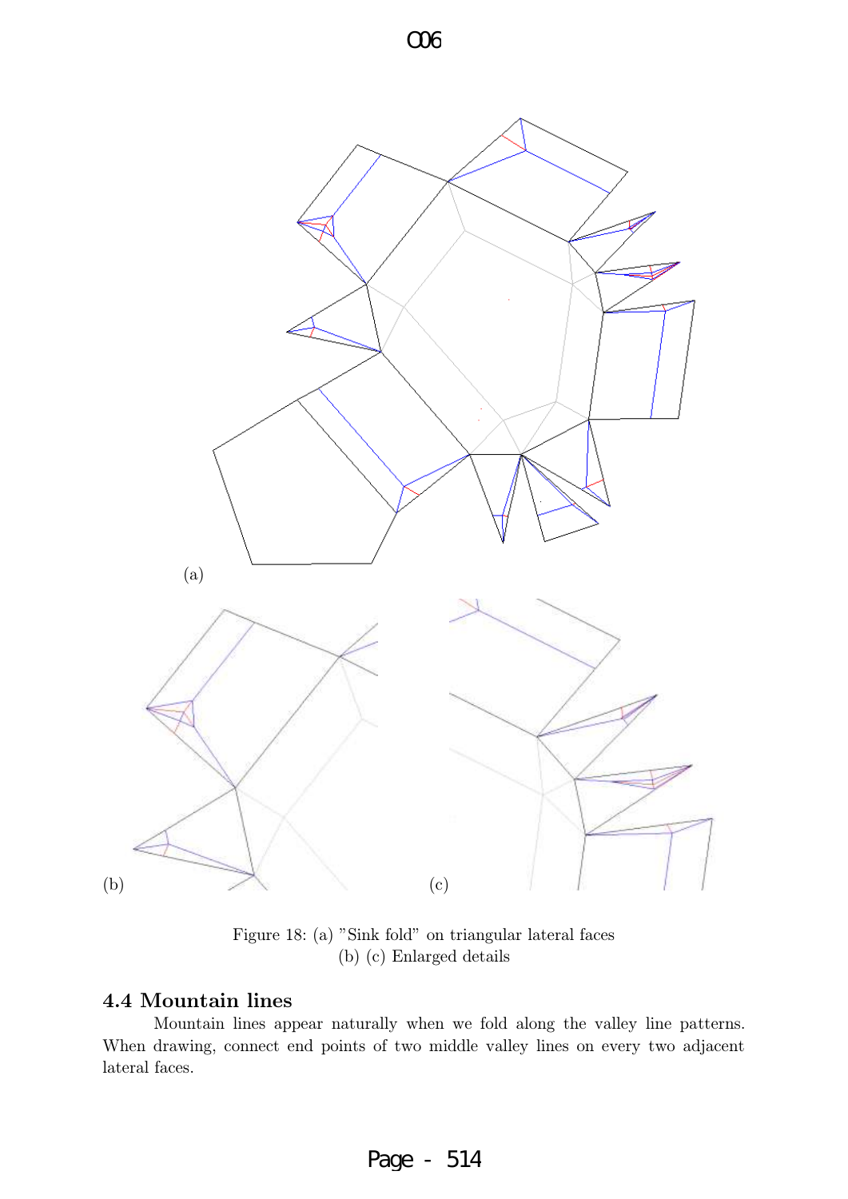(a)

(b)

(c)

Figure 18: (a) "Sink fold" on triangular lateral faces
(b) (c) Enlarged details

### 4.4 Mountain lines

Mountain lines appear naturally when we fold along the valley line patterns. When drawing, connect end points of two middle valley lines on every two adjacent lateral faces.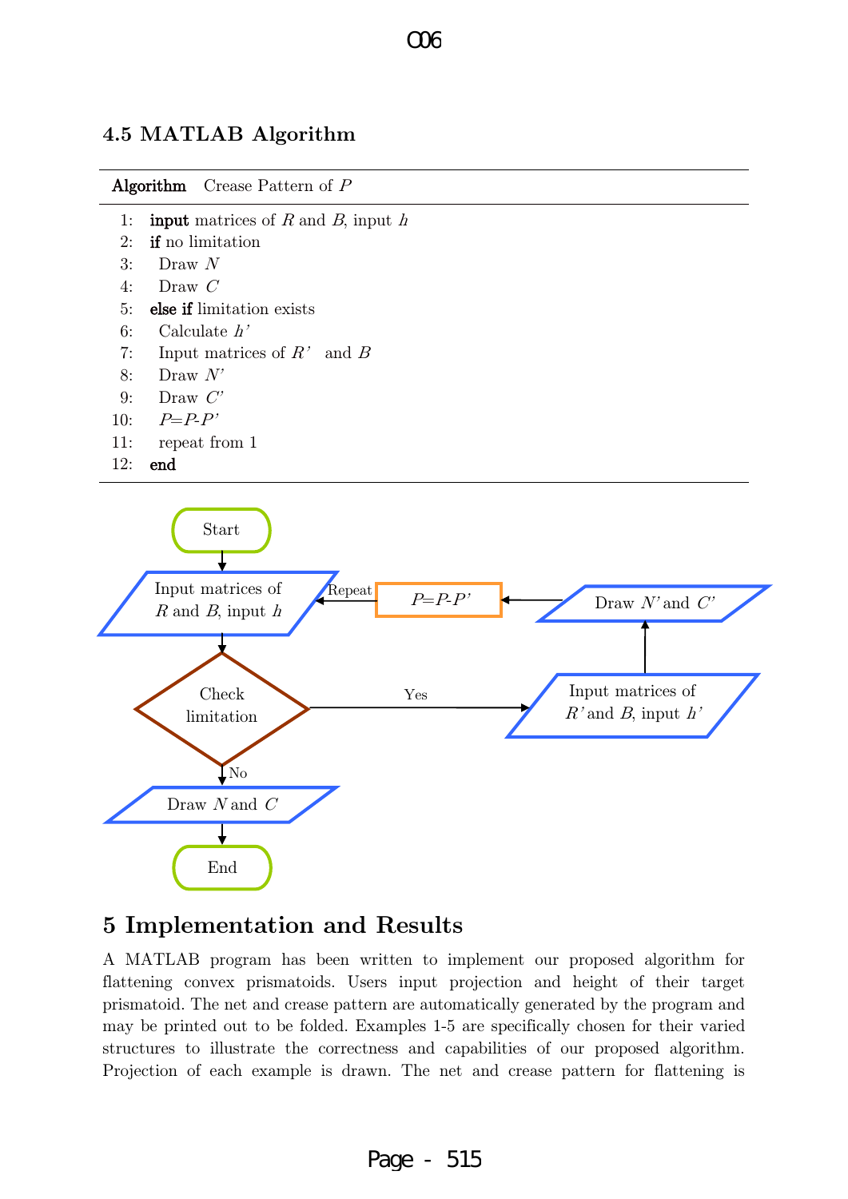### 4.5 MATLAB Algorithm

---

**Algorithm** Crease Pattern of $P$

---

1: **input** matrices of $R$ and $B$, input $h$
2: **if** no limitation
3: Draw $N$
4: Draw $C$
5: **else if** limitation exists
6: Calculate $h'$
7: Input matrices of $R'$ and $B$
8: Draw $N'$
9: Draw $C'$
10: $P$=$P$-$P'$
11: repeat from 1
12: **end**

---

## 5 Implementation and Results

A MATLAB program has been written to implement our proposed algorithm for flattening convex prismatoids. Users input projection and height of their target prismatoid. The net and crease pattern are automatically generated by the program and may be printed out to be folded. Examples 1-5 are specifically chosen for their varied structures to illustrate the correctness and capabilities of our proposed algorithm. Projection of each example is drawn. The net and crease pattern for flattening is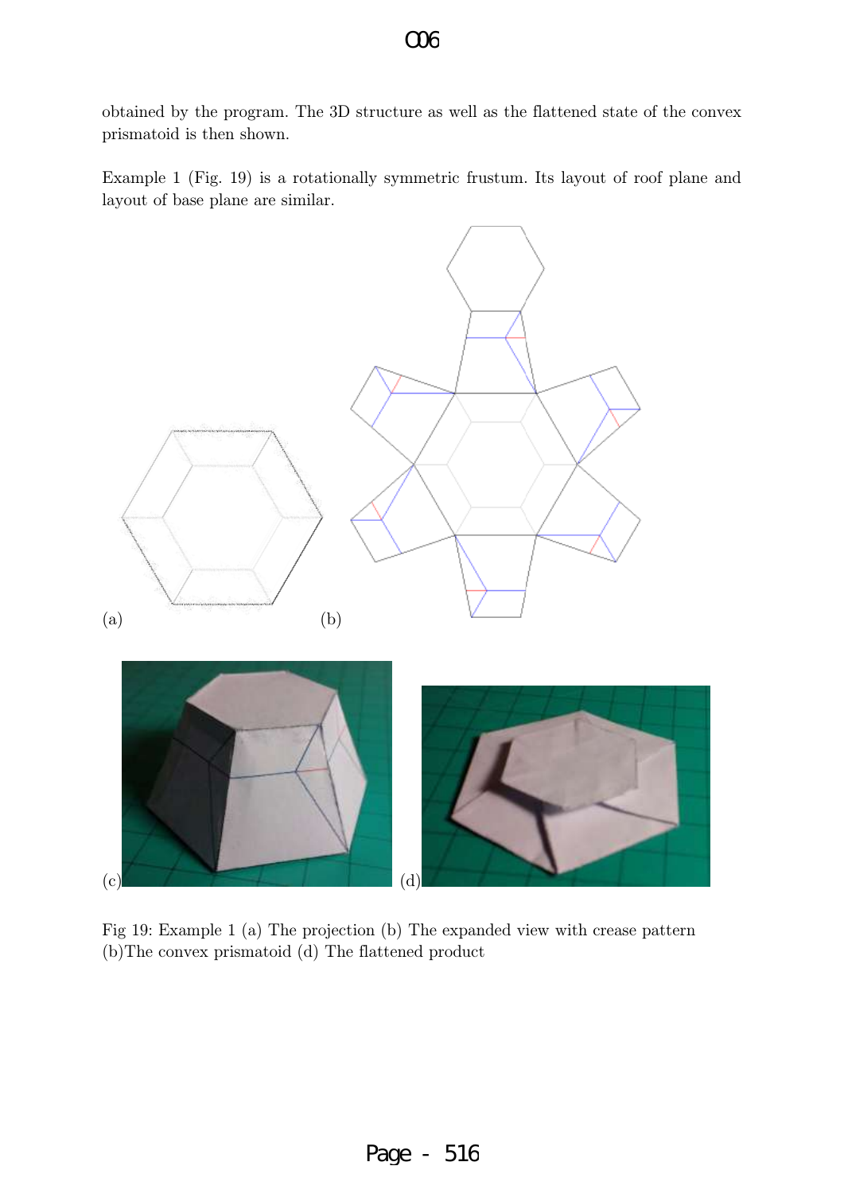obtained by the program. The 3D structure as well as the flattened state of the convex prismatoid is then shown.

Example 1 (Fig. 19) is a rotationally symmetric frustum. Its layout of roof plane and layout of base plane are similar.

(a)

(b)

(c)

(d)

Fig 19: Example 1 (a) The projection (b) The expanded view with crease pattern (b)The convex prismatoid (d) The flattened product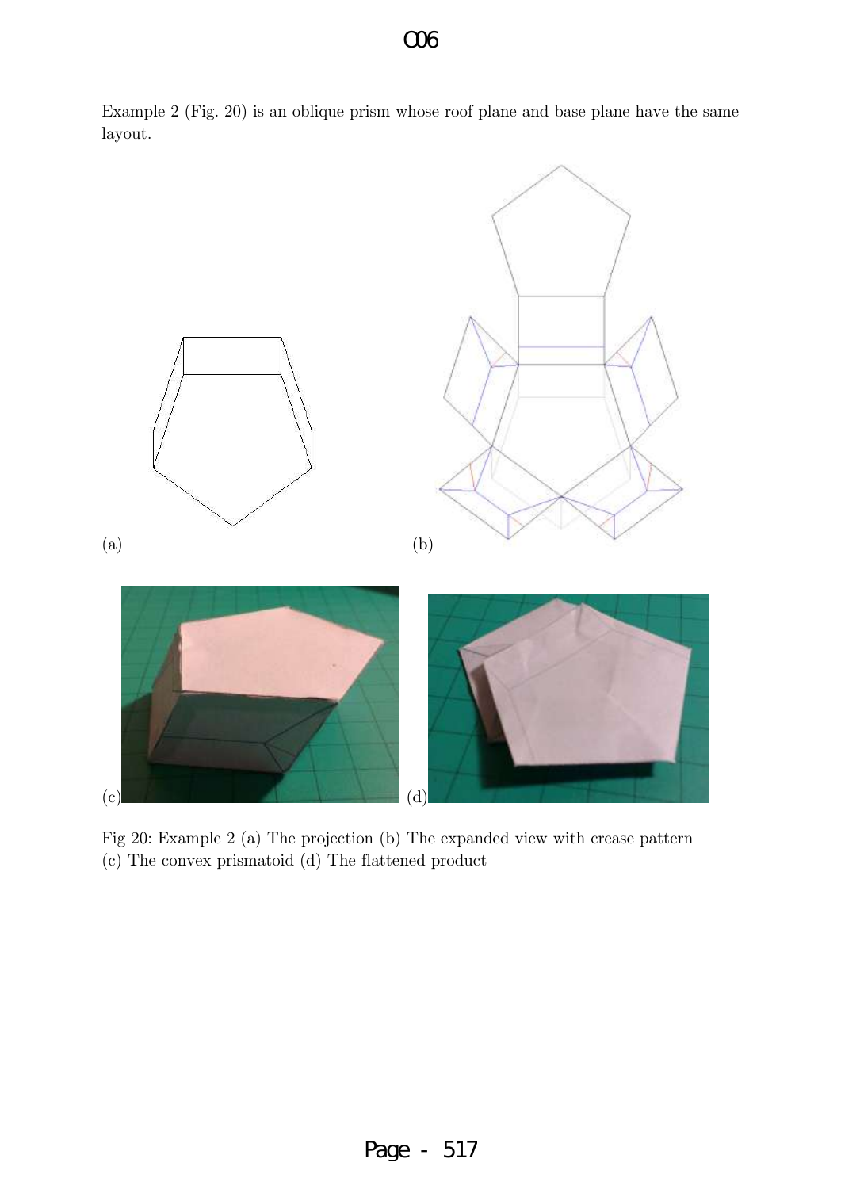Example 2 (Fig. 20) is an oblique prism whose roof plane and base plane have the same layout.

(a)

(b)

(c)

(d)

Fig 20: Example 2 (a) The projection (b) The expanded view with crease pattern (c) The convex prismatoid (d) The flattened product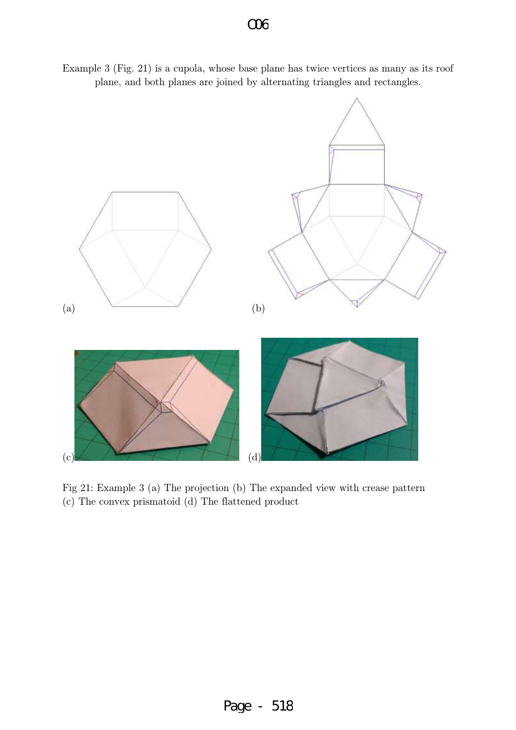Example 3 (Fig. 21) is a cupola, whose base plane has twice vertices as many as its roof plane, and both planes are joined by alternating triangles and rectangles.

(a) (b)

(c) (d)

Fig 21: Example 3 (a) The projection (b) The expanded view with crease pattern (c) The convex prismatoid (d) The flattened product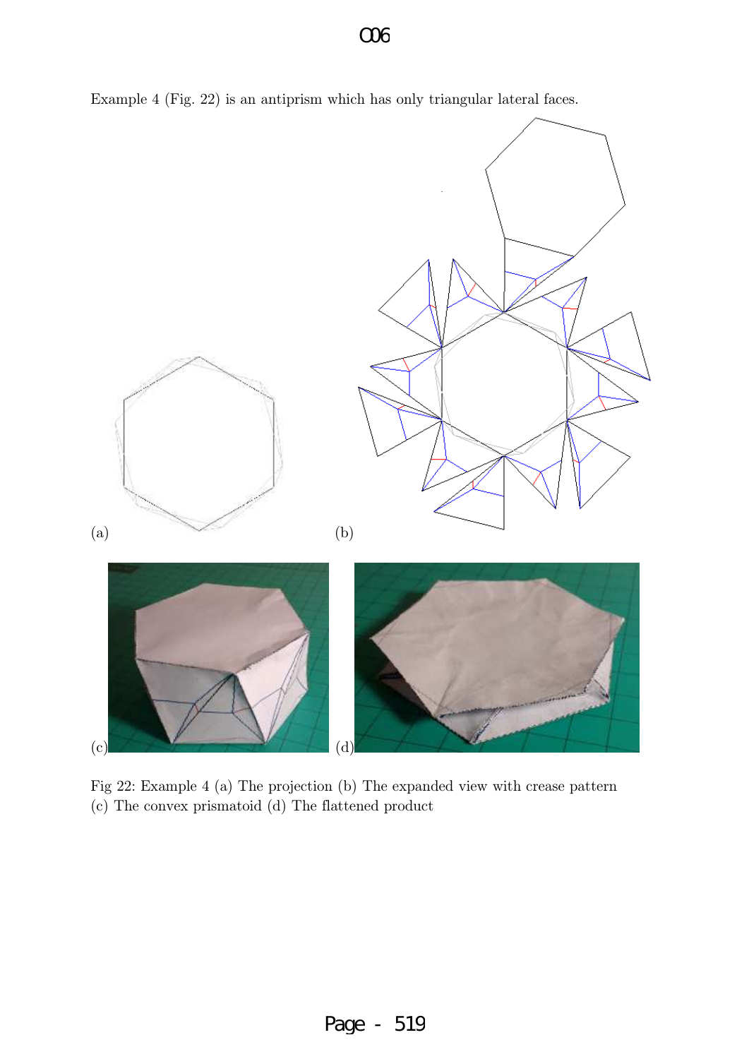Example 4 (Fig. 22) is an antiprism which has only triangular lateral faces.

(a)

(b)

(c)

(d)

Fig 22: Example 4 (a) The projection (b) The expanded view with crease pattern (c) The convex prismatoid (d) The flattened product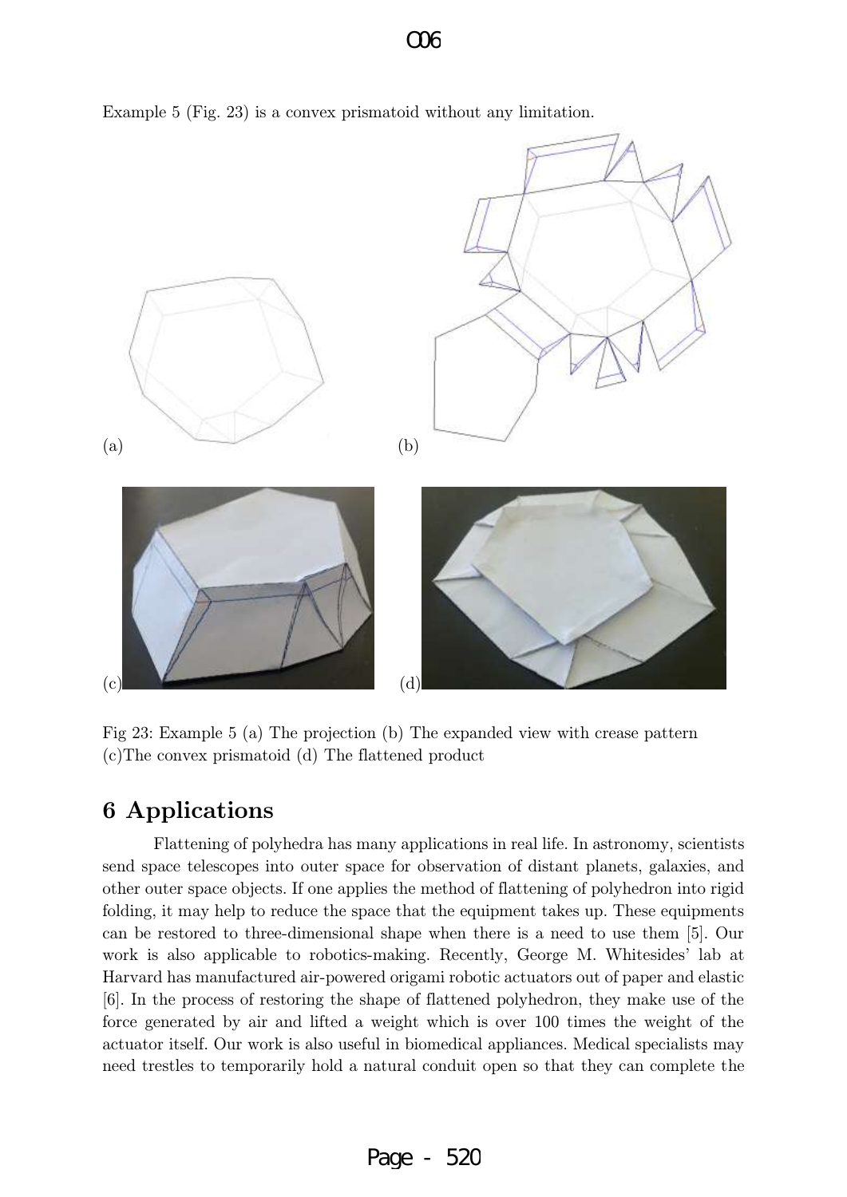Example 5 (Fig. 23) is a convex prismatoid without any limitation.

(a)

(b)

(c)

(d)

Fig 23: Example 5 (a) The projection (b) The expanded view with crease pattern (c)The convex prismatoid (d) The flattened product

## 6 Applications

Flattening of polyhedra has many applications in real life. In astronomy, scientists send space telescopes into outer space for observation of distant planets, galaxies, and other outer space objects. If one applies the method of flattening of polyhedron into rigid folding, it may help to reduce the space that the equipment takes up. These equipments can be restored to three-dimensional shape when there is a need to use them [5]. Our work is also applicable to robotics-making. Recently, George M. Whitesides' lab at Harvard has manufactured air-powered origami robotic actuators out of paper and elastic [6]. In the process of restoring the shape of flattened polyhedron, they make use of the force generated by air and lifted a weight which is over 100 times the weight of the actuator itself. Our work is also useful in biomedical appliances. Medical specialists may need trestles to temporarily hold a natural conduit open so that they can complete the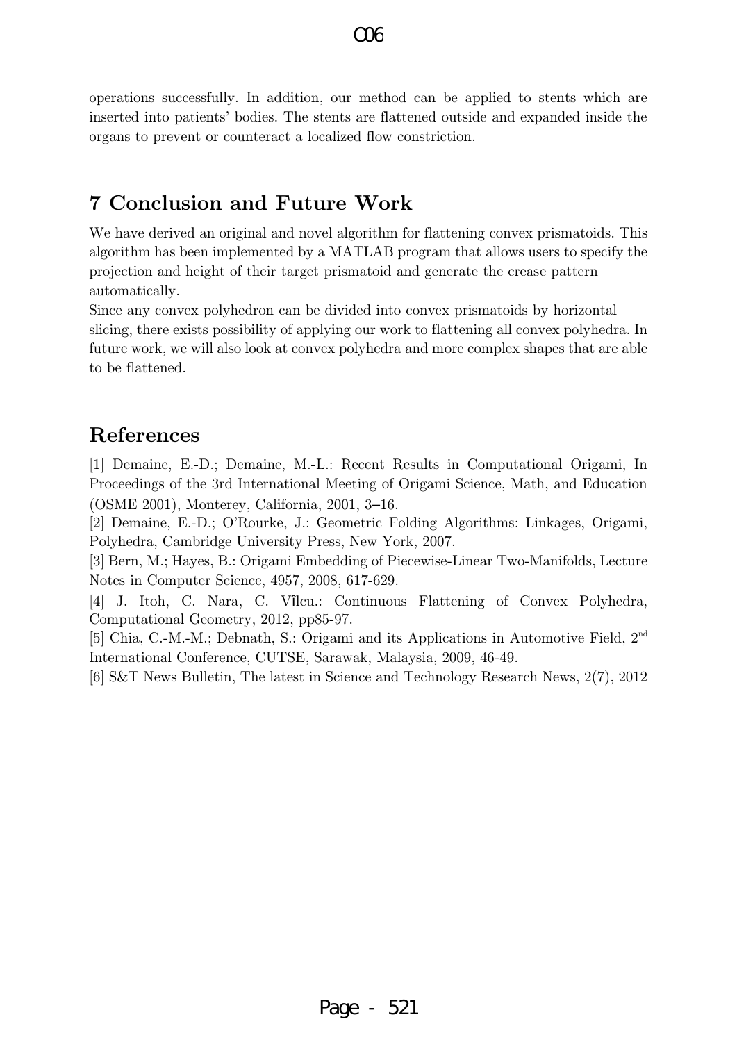operations successfully. In addition, our method can be applied to stents which are inserted into patients' bodies. The stents are flattened outside and expanded inside the organs to prevent or counteract a localized flow constriction.

## 7 Conclusion and Future Work

We have derived an original and novel algorithm for flattening convex prismatoids. This algorithm has been implemented by a MATLAB program that allows users to specify the projection and height of their target prismatoid and generate the crease pattern automatically.

Since any convex polyhedron can be divided into convex prismatoids by horizontal slicing, there exists possibility of applying our work to flattening all convex polyhedra. In future work, we will also look at convex polyhedra and more complex shapes that are able to be flattened.

## References

[1] Demaine, E.-D.; Demaine, M.-L.: Recent Results in Computational Origami, In Proceedings of the 3rd International Meeting of Origami Science, Math, and Education (OSME 2001), Monterey, California, 2001, 3–16.

[2] Demaine, E.-D.; O'Rourke, J.: Geometric Folding Algorithms: Linkages, Origami, Polyhedra, Cambridge University Press, New York, 2007.

[3] Bern, M.; Hayes, B.: Origami Embedding of Piecewise-Linear Two-Manifolds, Lecture Notes in Computer Science, 4957, 2008, 617-629.

[4] J. Itoh, C. Nara, C. Vîlcu.: Continuous Flattening of Convex Polyhedra, Computational Geometry, 2012, pp85-97.

[5] Chia, C.-M.-M.; Debnath, S.: Origami and its Applications in Automotive Field, 2nd International Conference, CUTSE, Sarawak, Malaysia, 2009, 46-49.

[6] S&T News Bulletin, The latest in Science and Technology Research News, 2(7), 2012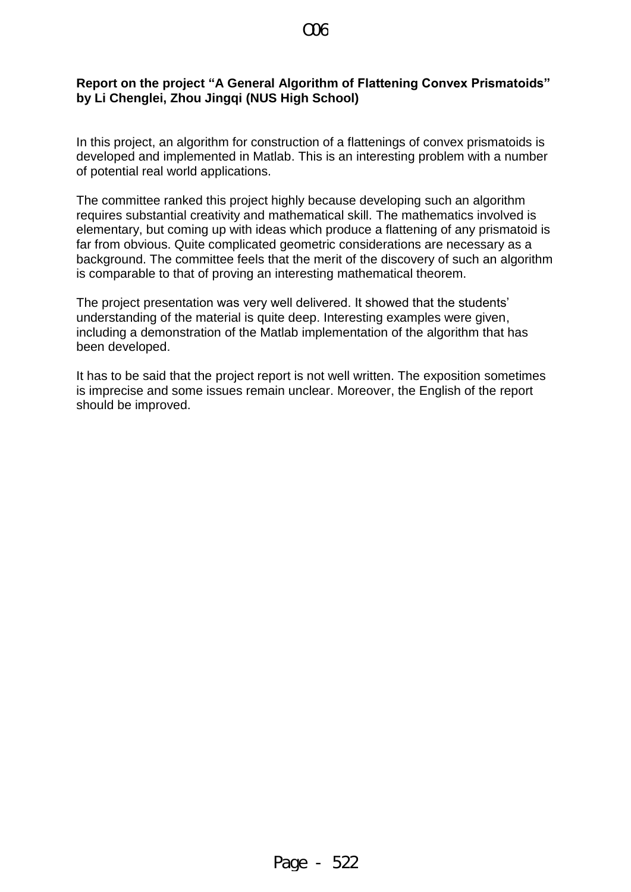**Report on the project "A General Algorithm of Flattening Convex Prismatoids" by Li Chenglei, Zhou Jingqi (NUS High School)**

In this project, an algorithm for construction of a flattenings of convex prismatoids is developed and implemented in Matlab. This is an interesting problem with a number of potential real world applications.

The committee ranked this project highly because developing such an algorithm requires substantial creativity and mathematical skill. The mathematics involved is elementary, but coming up with ideas which produce a flattening of any prismatoid is far from obvious. Quite complicated geometric considerations are necessary as a background. The committee feels that the merit of the discovery of such an algorithm is comparable to that of proving an interesting mathematical theorem.

The project presentation was very well delivered. It showed that the students' understanding of the material is quite deep. Interesting examples were given, including a demonstration of the Matlab implementation of the algorithm that has been developed.

It has to be said that the project report is not well written. The exposition sometimes is imprecise and some issues remain unclear. Moreover, the English of the report should be improved.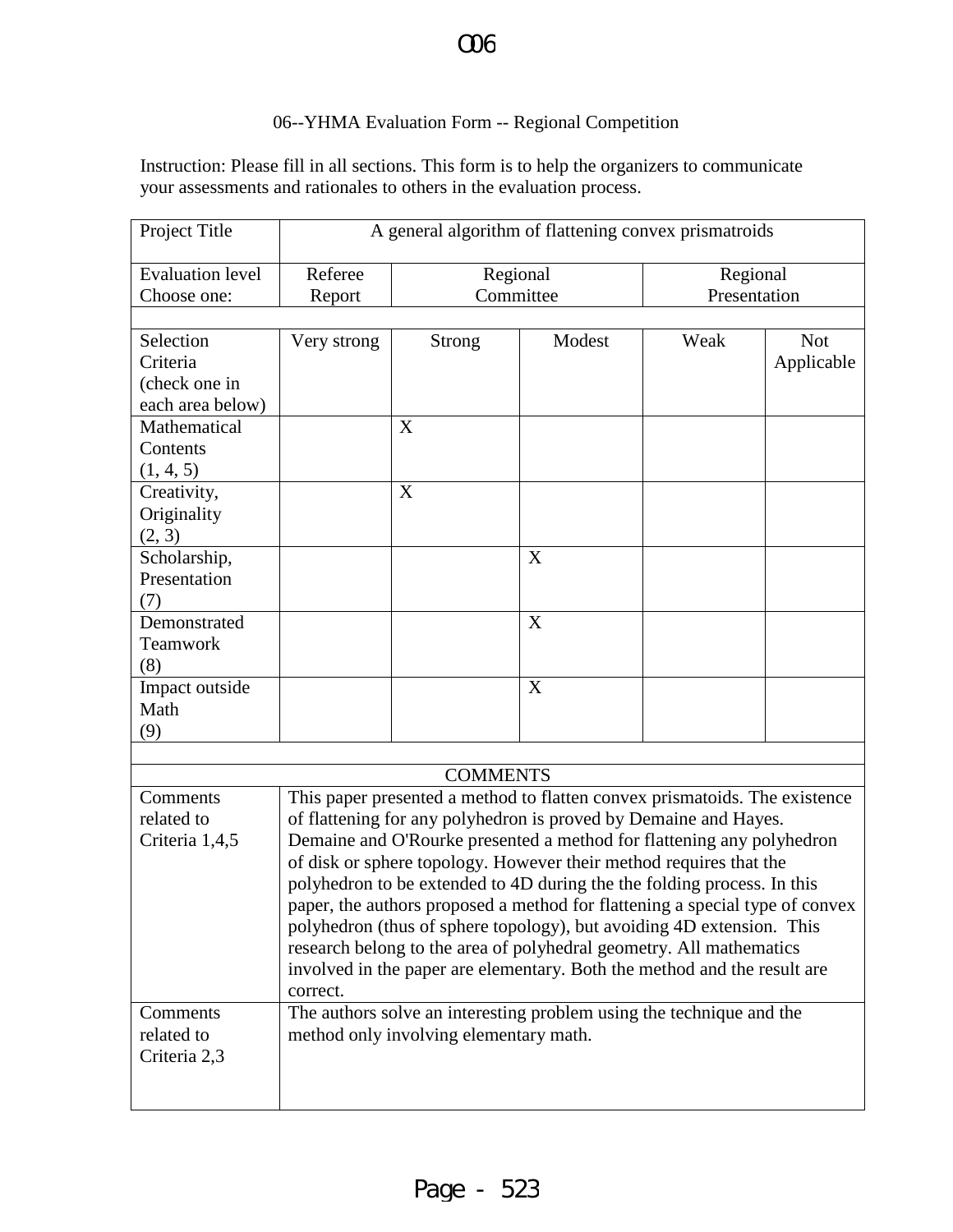O06

# 06--YHMA Evaluation Form -- Regional Competition

Instruction: Please fill in all sections. This form is to help the organizers to communicate your assessments and rationales to others in the evaluation process.

| Project Title | A general algorithm of flattening convex prismatroids | | | | |
|---|---|---|---|---|---|
| Evaluation level Choose one: | Referee Report | Regional Committee | | Regional Presentation | |
| | | | | | |
| Selection Criteria (check one in each area below) | Very strong | Strong | Modest | Weak | Not Applicable |
| Mathematical Contents (1, 4, 5) | | X | | | |
| Creativity, Originality (2, 3) | | X | | | |
| Scholarship, Presentation (7) | | | X | | |
| Demonstrated Teamwork (8) | | | X | | |
| Impact outside Math (9) | | | X | | |

| COMMENTS | |
|---|---|
| Comments related to Criteria 1,4,5 | This paper presented a method to flatten convex prismatoids. The existence of flattening for any polyhedron is proved by Demaine and Hayes. Demaine and O'Rourke presented a method for flattening any polyhedron of disk or sphere topology. However their method requires that the polyhedron to be extended to 4D during the the folding process. In this paper, the authors proposed a method for flattening a special type of convex polyhedron (thus of sphere topology), but avoiding 4D extension. This research belong to the area of polyhedral geometry. All mathematics involved in the paper are elementary. Both the method and the result are correct. |
| Comments related to Criteria 2,3 | The authors solve an interesting problem using the technique and the method only involving elementary math. |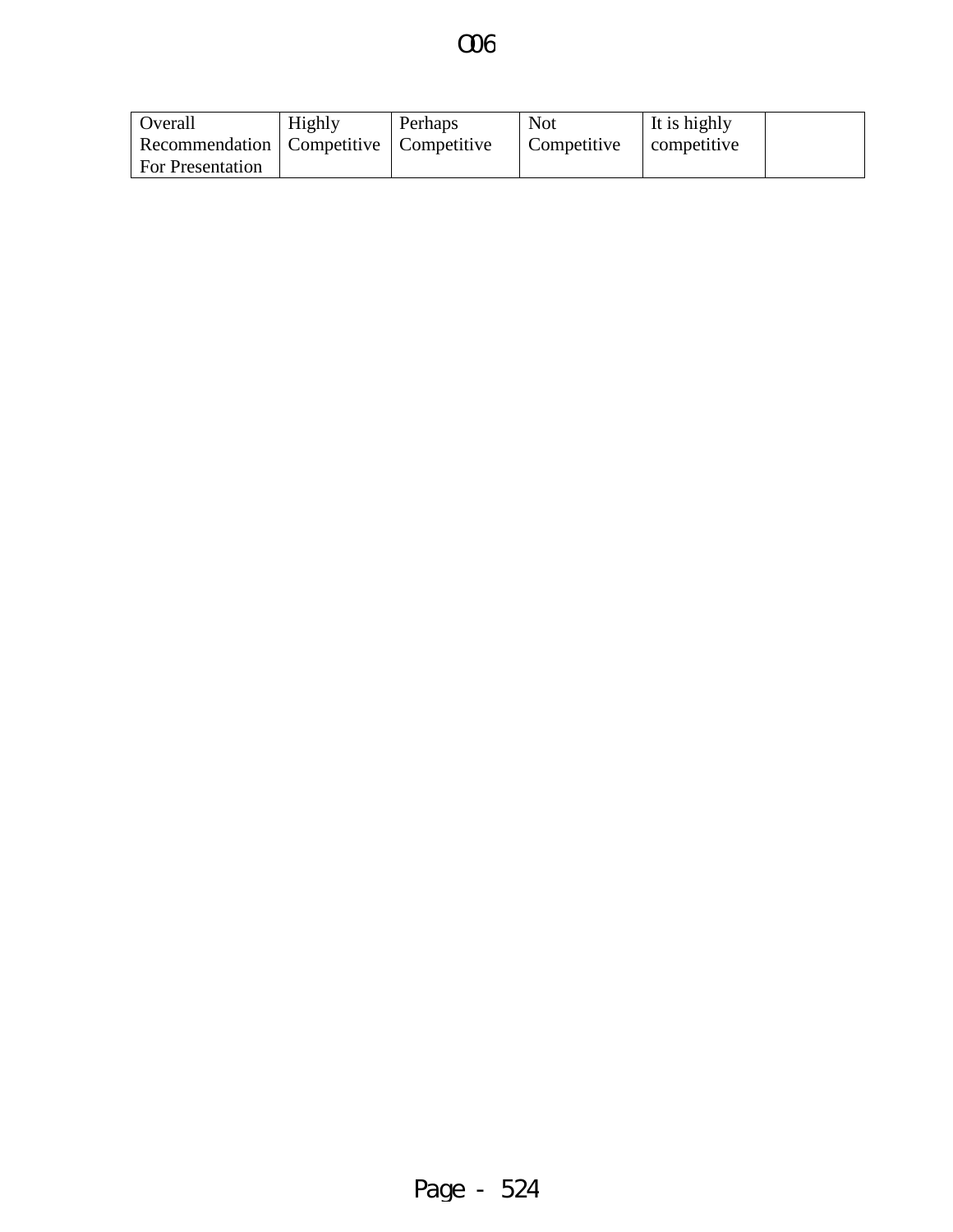| | | | | | |
|---|---|---|---|---|---|
| Overall Recommendation For Presentation | Highly Competitive | Perhaps Competitive | Not Competitive | It is highly competitive | |